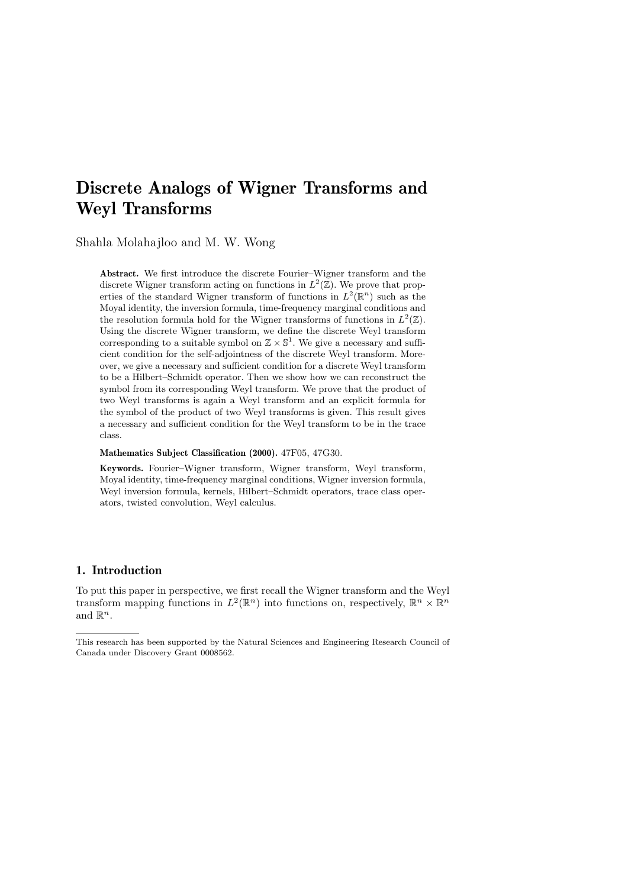# Discrete Analogs of Wigner Transforms and Weyl Transforms

Shahla Molahajloo and M. W. Wong

**Abstract.** We first introduce the discrete Fourier–Wigner transform and the discrete Wigner transform acting on functions in $L^2(\mathbb{Z})$. We prove that properties of the standard Wigner transform of functions in $L^2(\mathbb{R}^n)$ such as the Moyal identity, the inversion formula, time-frequency marginal conditions and the resolution formula hold for the Wigner transforms of functions in $L^2(\mathbb{Z})$. Using the discrete Wigner transform, we define the discrete Weyl transform corresponding to a suitable symbol on $\mathbb{Z} \times \mathbb{S}^1$. We give a necessary and sufficient condition for the self-adjointness of the discrete Weyl transform. Moreover, we give a necessary and sufficient condition for a discrete Weyl transform to be a Hilbert–Schmidt operator. Then we show how we can reconstruct the symbol from its corresponding Weyl transform. We prove that the product of two Weyl transforms is again a Weyl transform and an explicit formula for the symbol of the product of two Weyl transforms is given. This result gives a necessary and sufficient condition for the Weyl transform to be in the trace class.

**Mathematics Subject Classification (2000).** 47F05, 47G30.

**Keywords.** Fourier–Wigner transform, Wigner transform, Weyl transform, Moyal identity, time-frequency marginal conditions, Wigner inversion formula, Weyl inversion formula, kernels, Hilbert–Schmidt operators, trace class operators, twisted convolution, Weyl calculus.

## 1. Introduction

To put this paper in perspective, we first recall the Wigner transform and the Weyl transform mapping functions in $L^2(\mathbb{R}^n)$ into functions on, respectively, $\mathbb{R}^n \times \mathbb{R}^n$ and $\mathbb{R}^n$.

---

This research has been supported by the Natural Sciences and Engineering Research Council of Canada under Discovery Grant 0008562.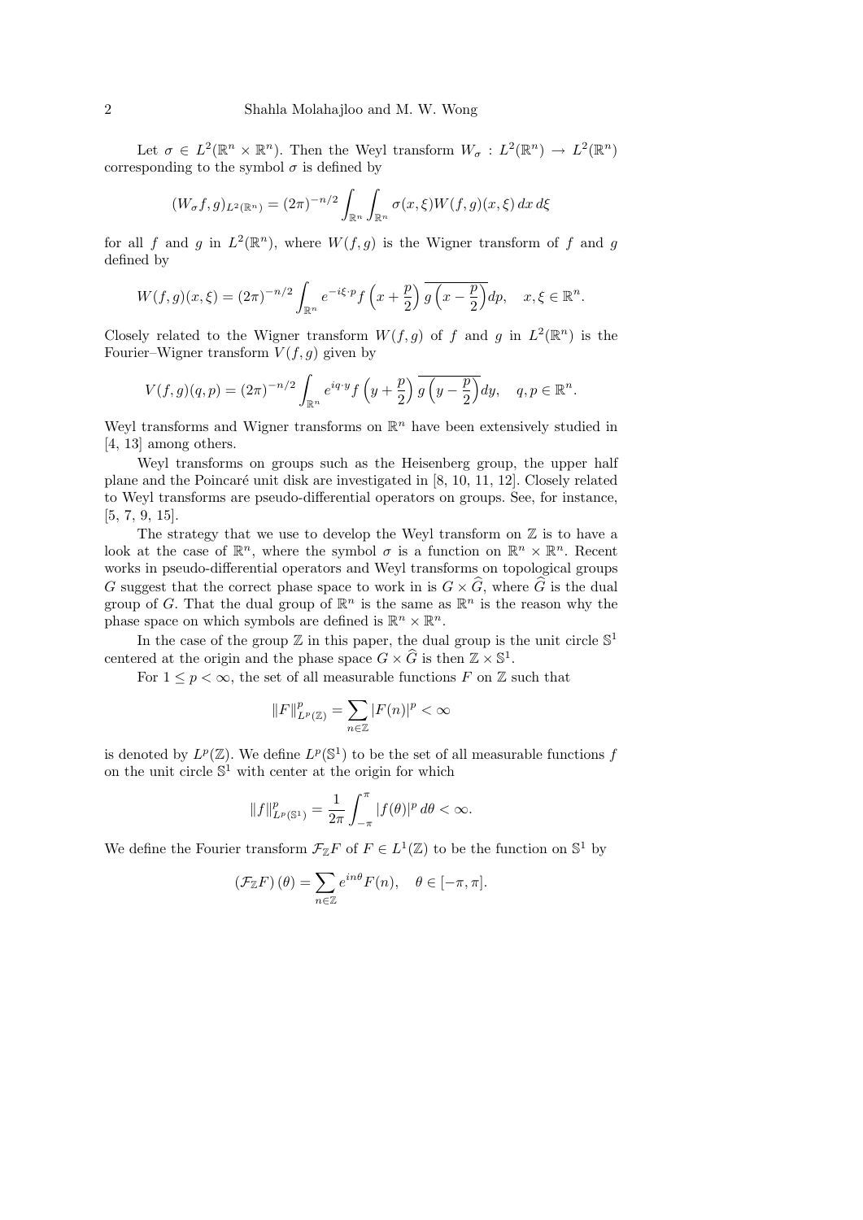Let $\sigma \in L^2(\mathbb{R}^n \times \mathbb{R}^n)$. Then the Weyl transform $W_\sigma : L^2(\mathbb{R}^n) \to L^2(\mathbb{R}^n)$ corresponding to the symbol $\sigma$ is defined by

$$(W_\sigma f, g)_{L^2(\mathbb{R}^n)} = (2\pi)^{-n/2} \int_{\mathbb{R}^n} \int_{\mathbb{R}^n} \sigma(x, \xi) W(f, g)(x, \xi)\, dx\, d\xi$$

for all $f$ and $g$ in $L^2(\mathbb{R}^n)$, where $W(f, g)$ is the Wigner transform of $f$ and $g$ defined by

$$W(f, g)(x, \xi) = (2\pi)^{-n/2} \int_{\mathbb{R}^n} e^{-i\xi \cdot p} f\left(x + \frac{p}{2}\right) \overline{g\left(x - \frac{p}{2}\right)} dp, \quad x, \xi \in \mathbb{R}^n.$$

Closely related to the Wigner transform $W(f, g)$ of $f$ and $g$ in $L^2(\mathbb{R}^n)$ is the Fourier–Wigner transform $V(f, g)$ given by

$$V(f, g)(q, p) = (2\pi)^{-n/2} \int_{\mathbb{R}^n} e^{iq \cdot y} f\left(y + \frac{p}{2}\right) \overline{g\left(y - \frac{p}{2}\right)} dy, \quad q, p \in \mathbb{R}^n.$$

Weyl transforms and Wigner transforms on $\mathbb{R}^n$ have been extensively studied in [4, 13] among others.

Weyl transforms on groups such as the Heisenberg group, the upper half plane and the Poincaré unit disk are investigated in [8, 10, 11, 12]. Closely related to Weyl transforms are pseudo-differential operators on groups. See, for instance, [5, 7, 9, 15].

The strategy that we use to develop the Weyl transform on $\mathbb{Z}$ is to have a look at the case of $\mathbb{R}^n$, where the symbol $\sigma$ is a function on $\mathbb{R}^n \times \mathbb{R}^n$. Recent works in pseudo-differential operators and Weyl transforms on topological groups $G$ suggest that the correct phase space to work in is $G \times \widehat{G}$, where $\widehat{G}$ is the dual group of $G$. That the dual group of $\mathbb{R}^n$ is the same as $\mathbb{R}^n$ is the reason why the phase space on which symbols are defined is $\mathbb{R}^n \times \mathbb{R}^n$.

In the case of the group $\mathbb{Z}$ in this paper, the dual group is the unit circle $\mathbb{S}^1$ centered at the origin and the phase space $G \times \widehat{G}$ is then $\mathbb{Z} \times \mathbb{S}^1$.

For $1 \le p < \infty$, the set of all measurable functions $F$ on $\mathbb{Z}$ such that

$$\|F\|^p_{L^p(\mathbb{Z})} = \sum_{n \in \mathbb{Z}} |F(n)|^p < \infty$$

is denoted by $L^p(\mathbb{Z})$. We define $L^p(\mathbb{S}^1)$ to be the set of all measurable functions $f$ on the unit circle $\mathbb{S}^1$ with center at the origin for which

$$\|f\|^p_{L^p(\mathbb{S}^1)} = \frac{1}{2\pi} \int_{-\pi}^{\pi} |f(\theta)|^p\, d\theta < \infty.$$

We define Fourier transform $\mathcal{F}_{\mathbb{Z}} F$ of $F \in L^1(\mathbb{Z})$ to be the function on $\mathbb{S}^1$ by

$$\left(\mathcal{F}_{\mathbb{Z}} F\right)(\theta) = \sum_{n \in \mathbb{Z}} e^{in\theta} F(n), \quad \theta \in [-\pi, \pi].$$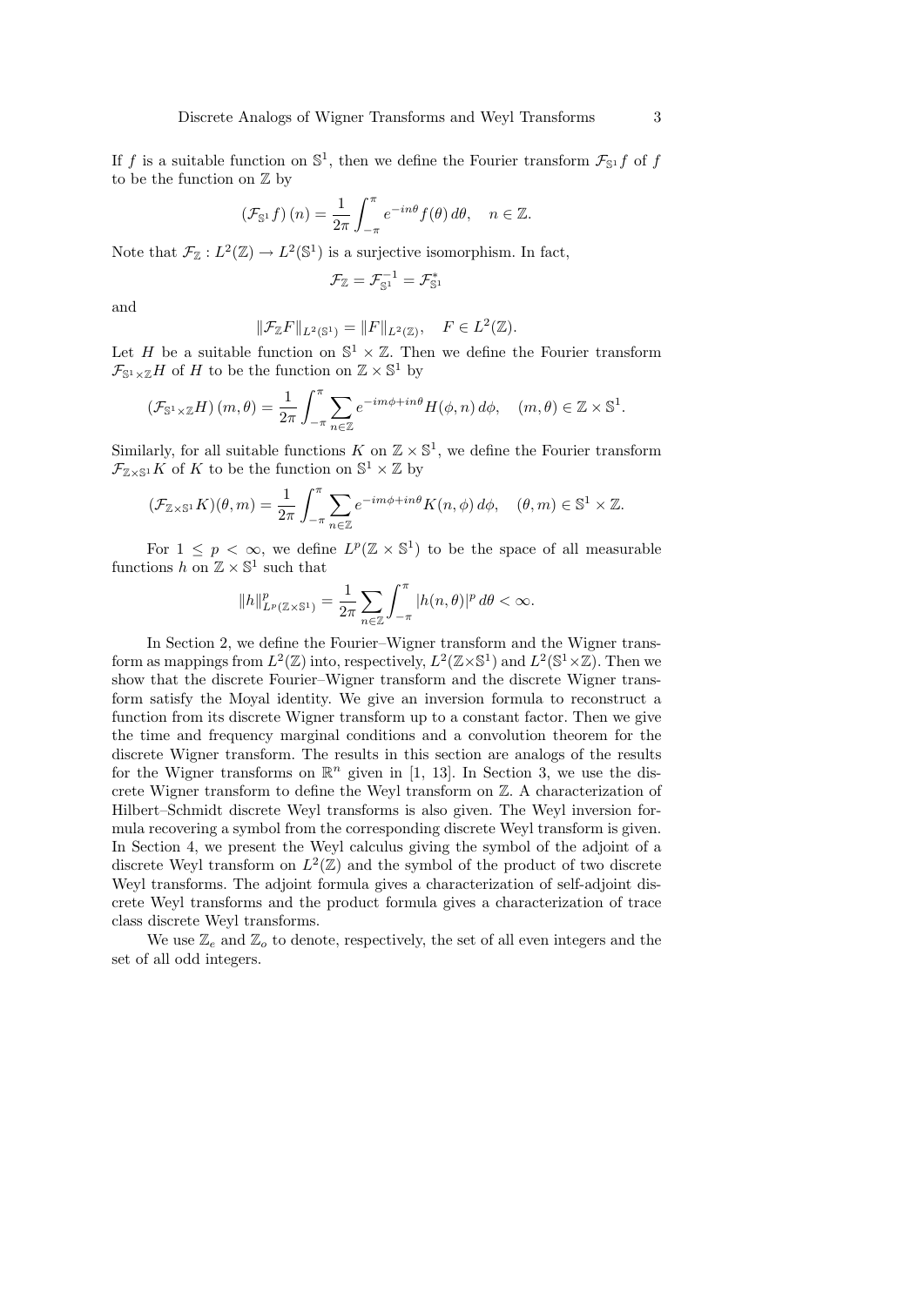If $f$ is a suitable function on $\mathbb{S}^1$, then we define the Fourier transform $\mathcal{F}_{\mathbb{S}^1} f$ of $f$ to be the function on $\mathbb{Z}$ by

$$(\mathcal{F}_{\mathbb{S}^1} f)(n) = \frac{1}{2\pi} \int_{-\pi}^{\pi} e^{-in\theta} f(\theta)\, d\theta, \quad n \in \mathbb{Z}.$$

Note that $\mathcal{F}_{\mathbb{Z}} : L^2(\mathbb{Z}) \to L^2(\mathbb{S}^1)$ is a surjective isomorphism. In fact,

$$\mathcal{F}_{\mathbb{Z}} = \mathcal{F}_{\mathbb{S}^1}^{-1} = \mathcal{F}_{\mathbb{S}^1}^{*}$$

and

$$\|\mathcal{F}_{\mathbb{Z}} F\|_{L^2(\mathbb{S}^1)} = \|F\|_{L^2(\mathbb{Z})}, \quad F \in L^2(\mathbb{Z}).$$

Let $H$ be a suitable function on $\mathbb{S}^1 \times \mathbb{Z}$. Then we define the Fourier transform $\mathcal{F}_{\mathbb{S}^1 \times \mathbb{Z}} H$ of $H$ to be the function on $\mathbb{Z} \times \mathbb{S}^1$ by

$$(\mathcal{F}_{\mathbb{S}^1 \times \mathbb{Z}} H)(m, \theta) = \frac{1}{2\pi} \int_{-\pi}^{\pi} \sum_{n \in \mathbb{Z}} e^{-im\phi + in\theta} H(\phi, n)\, d\phi, \quad (m, \theta) \in \mathbb{Z} \times \mathbb{S}^1.$$

Similarly, for all suitable functions $K$ on $\mathbb{Z} \times \mathbb{S}^1$, we define the Fourier transform $\mathcal{F}_{\mathbb{Z} \times \mathbb{S}^1} K$ of $K$ to be the function on $\mathbb{S}^1 \times \mathbb{Z}$ by

$$(\mathcal{F}_{\mathbb{Z} \times \mathbb{S}^1} K)(\theta, m) = \frac{1}{2\pi} \int_{-\pi}^{\pi} \sum_{n \in \mathbb{Z}} e^{-im\phi + in\theta} K(n, \phi)\, d\phi, \quad (\theta, m) \in \mathbb{S}^1 \times \mathbb{Z}.$$

For $1 \leq p < \infty$, we define $L^p(\mathbb{Z} \times \mathbb{S}^1)$ to be the space of all measurable functions $h$ on $\mathbb{Z} \times \mathbb{S}^1$ such that

$$\|h\|_{L^p(\mathbb{Z} \times \mathbb{S}^1)}^p = \frac{1}{2\pi} \sum_{n \in \mathbb{Z}} \int_{-\pi}^{\pi} |h(n, \theta)|^p\, d\theta < \infty.$$

In Section 2, we define the Fourier–Wigner transform and the Wigner transform as mappings from $L^2(\mathbb{Z})$ into, respectively, $L^2(\mathbb{Z} \times \mathbb{S}^1)$ and $L^2(\mathbb{S}^1 \times \mathbb{Z})$. Then we show that the discrete Fourier–Wigner transform and the discrete Wigner transform satisfy the Moyal identity. We give an inversion formula to reconstruct a function from its discrete Wigner transform up to a constant factor. Then we give the time and frequency marginal conditions and a convolution theorem for the discrete Wigner transform. The results in this section are analogs of the results for the Wigner transforms on $\mathbb{R}^n$ given in [1, 13]. In Section 3, we use the discrete Wigner transform to define the Weyl transform on $\mathbb{Z}$. A characterization of Hilbert–Schmidt discrete Weyl transforms is also given. The Weyl inversion formula recovering a symbol from the corresponding discrete Weyl transform is given. In Section 4, we present the Weyl calculus giving the symbol of the adjoint of a discrete Weyl transform on $L^2(\mathbb{Z})$ and the symbol of the product of two discrete Weyl transforms. The adjoint formula gives a characterization of self-adjoint discrete Weyl transforms and the product formula gives a characterization of trace class discrete Weyl transforms.

We use $\mathbb{Z}_e$ and $\mathbb{Z}_o$ to denote, respectively, the set of all even integers and the set of all odd integers.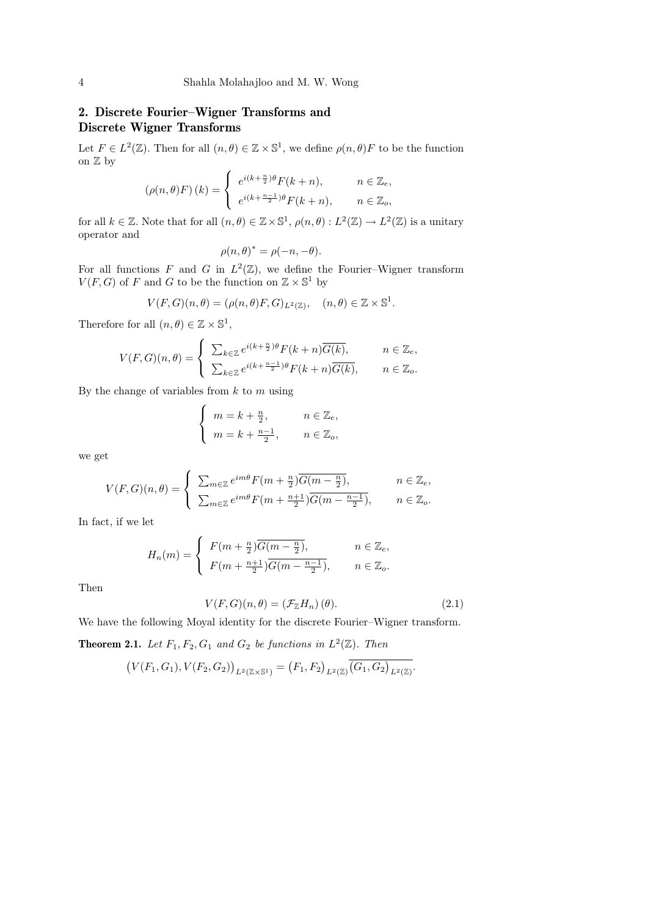## 2. Discrete Fourier–Wigner Transforms and Discrete Wigner Transforms

Let $F \in L^2(\mathbb{Z})$. Then for all $(n,\theta) \in \mathbb{Z} \times \mathbb{S}^1$, we define $\rho(n,\theta)F$ to be the function on $\mathbb{Z}$ by

$$(\rho(n,\theta)F)(k) = \begin{cases} e^{i(k+\frac{n}{2})\theta} F(k+n), & n \in \mathbb{Z}_e, \\ e^{i(k+\frac{n-1}{2})\theta} F(k+n), & n \in \mathbb{Z}_o, \end{cases}$$

for all $k \in \mathbb{Z}$. Note that for all $(n,\theta) \in \mathbb{Z} \times \mathbb{S}^1$, $\rho(n,\theta) : L^2(\mathbb{Z}) \to L^2(\mathbb{Z})$ is a unitary operator and

$$\rho(n,\theta)^* = \rho(-n,-\theta).$$

For all functions $F$ and $G$ in $L^2(\mathbb{Z})$, we define the Fourier–Wigner transform $V(F,G)$ of $F$ and $G$ to be the function on $\mathbb{Z} \times \mathbb{S}^1$ by

$$V(F,G)(n,\theta) = (\rho(n,\theta)F, G)_{L^2(\mathbb{Z})}, \quad (n,\theta) \in \mathbb{Z} \times \mathbb{S}^1.$$

Therefore for all $(n,\theta) \in \mathbb{Z} \times \mathbb{S}^1$,

$$V(F,G)(n,\theta) = \begin{cases} \sum_{k \in \mathbb{Z}} e^{i(k+\frac{n}{2})\theta} F(k+n)\overline{G(k)}, & n \in \mathbb{Z}_e, \\ \sum_{k \in \mathbb{Z}} e^{i(k+\frac{n-1}{2})\theta} F(k+n)\overline{G(k)}, & n \in \mathbb{Z}_o. \end{cases}$$

By the change of variables from $k$ to $m$ using

$$\begin{cases} m = k + \frac{n}{2}, & n \in \mathbb{Z}_e, \\ m = k + \frac{n-1}{2}, & n \in \mathbb{Z}_o, \end{cases}$$

we get

$$V(F,G)(n,\theta) = \begin{cases} \sum_{m \in \mathbb{Z}} e^{im\theta} F(m+\frac{n}{2})\overline{G(m-\frac{n}{2})}, & n \in \mathbb{Z}_e, \\ \sum_{m \in \mathbb{Z}} e^{im\theta} F(m+\frac{n+1}{2})\overline{G(m-\frac{n-1}{2})}, & n \in \mathbb{Z}_o. \end{cases}$$

In fact, if we let

$$H_n(m) = \begin{cases} F(m+\frac{n}{2})\overline{G(m-\frac{n}{2})}, & n \in \mathbb{Z}_e, \\ F(m+\frac{n+1}{2})\overline{G(m-\frac{n-1}{2})}, & n \in \mathbb{Z}_o. \end{cases}$$

Then

$$V(F,G)(n,\theta) = (\mathcal{F}_{\mathbb{Z}} H_n)(\theta). \tag{2.1}$$

We have the following Moyal identity for the discrete Fourier–Wigner transform.

**Theorem 2.1.** *Let $F_1, F_2, G_1$ and $G_2$ be functions in $L^2(\mathbb{Z})$. Then*

$$\left(V(F_1,G_1), V(F_2,G_2)\right)_{L^2(\mathbb{Z}\times\mathbb{S}^1)} = \left(F_1,F_2\right)_{L^2(\mathbb{Z})} \overline{\left(G_1,G_2\right)_{L^2(\mathbb{Z})}}.$$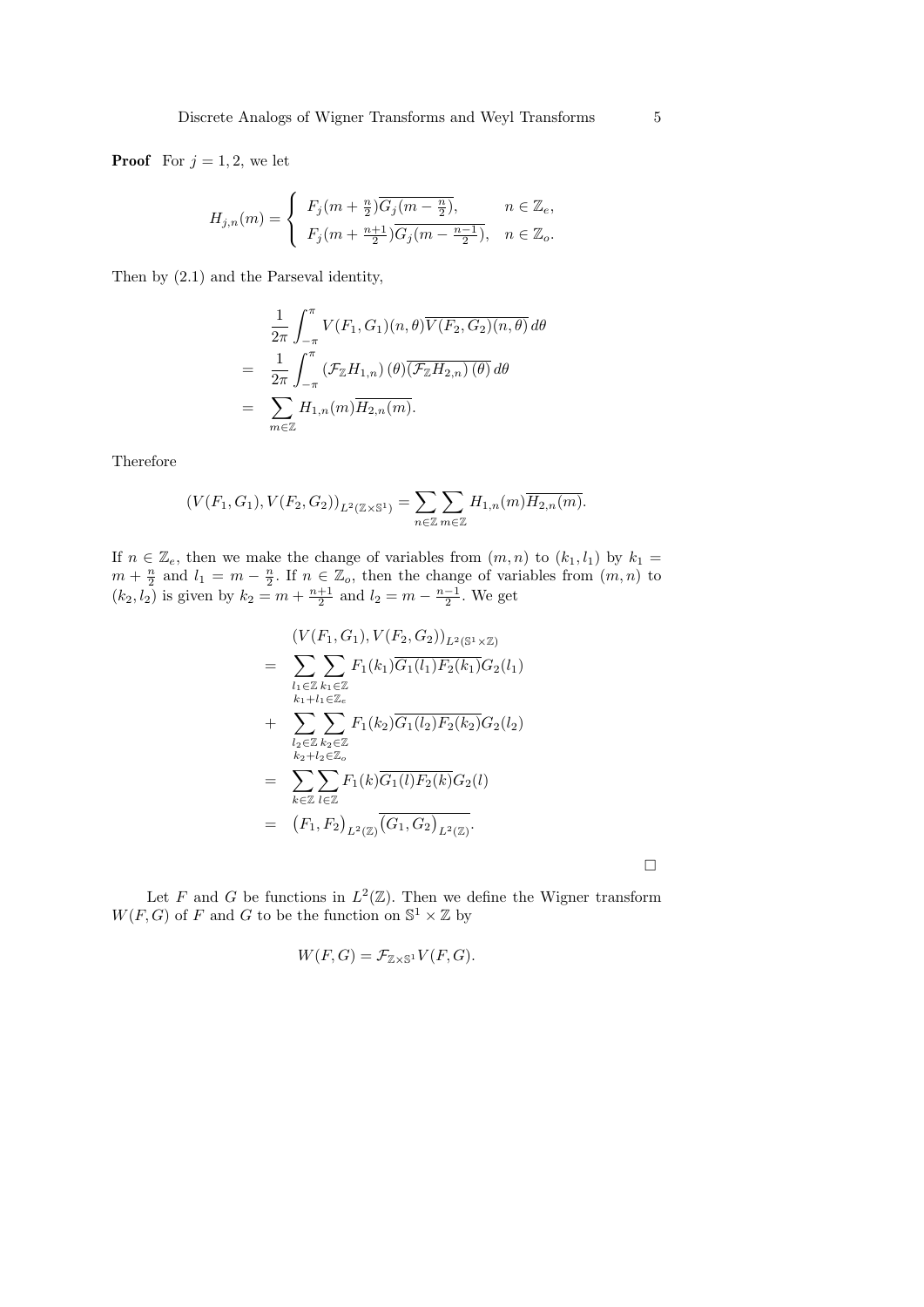**Proof** For $j = 1, 2$, we let

$$H_{j,n}(m) = \begin{cases} F_j(m + \frac{n}{2})\overline{G_j(m - \frac{n}{2})}, & n \in \mathbb{Z}_e, \\ F_j(m + \frac{n+1}{2})\overline{G_j(m - \frac{n-1}{2})}, & n \in \mathbb{Z}_o. \end{cases}$$

Then by (2.1) and the Parseval identity,

$$\begin{aligned} & \frac{1}{2\pi} \int_{-\pi}^{\pi} V(F_1, G_1)(n, \theta)\overline{V(F_2, G_2)(n, \theta)} \, d\theta \\ = \;& \frac{1}{2\pi} \int_{-\pi}^{\pi} (\mathcal{F}_{\mathbb{Z}} H_{1,n})(\theta)\overline{(\mathcal{F}_{\mathbb{Z}} H_{2,n})(\theta)} \, d\theta \\ = \;& \sum_{m \in \mathbb{Z}} H_{1,n}(m)\overline{H_{2,n}(m)}. \end{aligned}$$

Therefore

$$(V(F_1, G_1), V(F_2, G_2))_{L^2(\mathbb{Z} \times \mathbb{S}^1)} = \sum_{n \in \mathbb{Z}} \sum_{m \in \mathbb{Z}} H_{1,n}(m)\overline{H_{2,n}(m)}.$$

If $n \in \mathbb{Z}_e$, then we make the change of variables from $(m, n)$ to $(k_1, l_1)$ by $k_1 = m + \frac{n}{2}$ and $l_1 = m - \frac{n}{2}$. If $n \in \mathbb{Z}_o$, then the change of variables from $(m, n)$ to $(k_2, l_2)$ is given by $k_2 = m + \frac{n+1}{2}$ and $l_2 = m - \frac{n-1}{2}$. We get

$$\begin{aligned} & (V(F_1, G_1), V(F_2, G_2))_{L^2(\mathbb{S}^1 \times \mathbb{Z})} \\ = \;& \sum_{\substack{l_1 \in \mathbb{Z} \\ k_1 + l_1 \in \mathbb{Z}_e}} \sum_{k_1 \in \mathbb{Z}} F_1(k_1)\overline{G_1(l_1)F_2(k_1)}G_2(l_1) \\ + \;& \sum_{\substack{l_2 \in \mathbb{Z} \\ k_2 + l_2 \in \mathbb{Z}_o}} \sum_{k_2 \in \mathbb{Z}} F_1(k_2)\overline{G_1(l_2)F_2(k_2)}G_2(l_2) \\ = \;& \sum_{k \in \mathbb{Z}} \sum_{l \in \mathbb{Z}} F_1(k)\overline{G_1(l)F_2(k)}G_2(l) \\ = \;& \big(F_1, F_2\big)_{L^2(\mathbb{Z})}\overline{\big(G_1, G_2\big)_{L^2(\mathbb{Z})}}. \end{aligned}$$

□

Let $F$ and $G$ be functions in $L^2(\mathbb{Z})$. Then we define the Wigner transform $W(F, G)$ of $F$ and $G$ to be the function on $\mathbb{S}^1 \times \mathbb{Z}$ by

$$W(F, G) = \mathcal{F}_{\mathbb{Z} \times \mathbb{S}^1} V(F, G).$$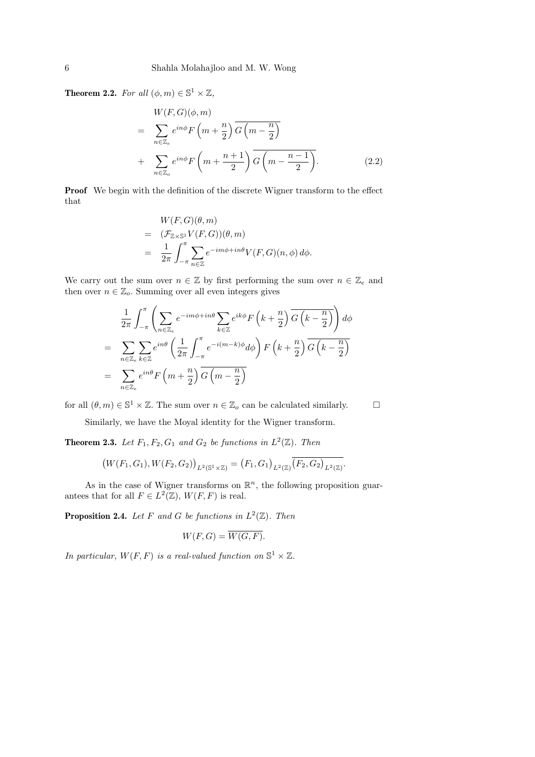**Theorem 2.2.** *For all $(\phi, m) \in \mathbb{S}^1 \times \mathbb{Z}$,*

$$
\begin{aligned}
& W(F,G)(\phi,m) \\
= & \sum_{n\in\mathbb{Z}_e} e^{in\phi} F\left(m+\frac{n}{2}\right)\overline{G\left(m-\frac{n}{2}\right)} \\
+ & \sum_{n\in\mathbb{Z}_o} e^{in\phi} F\left(m+\frac{n+1}{2}\right)\overline{G\left(m-\frac{n-1}{2}\right)}. \qquad (2.2)
\end{aligned}
$$

**Proof** We begin with the definition of the discrete Wigner transform to the effect that

$$
\begin{aligned}
& W(F,G)(\theta,m) \\
= & (\mathcal{F}_{\mathbb{Z}\times\mathbb{S}^1} V(F,G))(\theta,m) \\
= & \frac{1}{2\pi}\int_{-\pi}^{\pi}\sum_{n\in\mathbb{Z}} e^{-im\phi+in\theta} V(F,G)(n,\phi)\,d\phi.
\end{aligned}
$$

We carry out the sum over $n \in \mathbb{Z}$ by first performing the sum over $n \in \mathbb{Z}_e$ and then over $n \in \mathbb{Z}_o$. Summing over all even integers gives

$$
\begin{aligned}
& \frac{1}{2\pi}\int_{-\pi}^{\pi}\left(\sum_{n\in\mathbb{Z}_e} e^{-im\phi+in\theta}\sum_{k\in\mathbb{Z}} e^{ik\phi} F\left(k+\frac{n}{2}\right)\overline{G\left(k-\frac{n}{2}\right)}\right)d\phi \\
= & \sum_{n\in\mathbb{Z}_e}\sum_{k\in\mathbb{Z}} e^{in\theta}\left(\frac{1}{2\pi}\int_{-\pi}^{\pi} e^{-i(m-k)\phi}d\phi\right) F\left(k+\frac{n}{2}\right)\overline{G\left(k-\frac{n}{2}\right)} \\
= & \sum_{n\in\mathbb{Z}_e} e^{in\theta} F\left(m+\frac{n}{2}\right)\overline{G\left(m-\frac{n}{2}\right)}
\end{aligned}
$$

for all $(\theta, m) \in \mathbb{S}^1 \times \mathbb{Z}$. The sum over $n \in \mathbb{Z}_o$ can be calculated similarly. $\square$

Similarly, we have the Moyal identity for the Wigner transform.

**Theorem 2.3.** *Let $F_1, F_2, G_1$ and $G_2$ be functions in $L^2(\mathbb{Z})$. Then*

$$
\left(W(F_1,G_1), W(F_2,G_2)\right)_{L^2(\mathbb{S}^1\times\mathbb{Z})} = \left(F_1,G_1\right)_{L^2(\mathbb{Z})}\overline{\left(F_2,G_2\right)_{L^2(\mathbb{Z})}}.
$$

As in the case of Wigner transforms on $\mathbb{R}^n$, the following proposition guarantees that for all $F \in L^2(\mathbb{Z})$, $W(F,F)$ is real.

**Proposition 2.4.** *Let $F$ and $G$ be functions in $L^2(\mathbb{Z})$. Then*

$$
W(F,G) = \overline{W(G,F)}.
$$

*In particular, $W(F,F)$ is a real-valued function on $\mathbb{S}^1 \times \mathbb{Z}$.*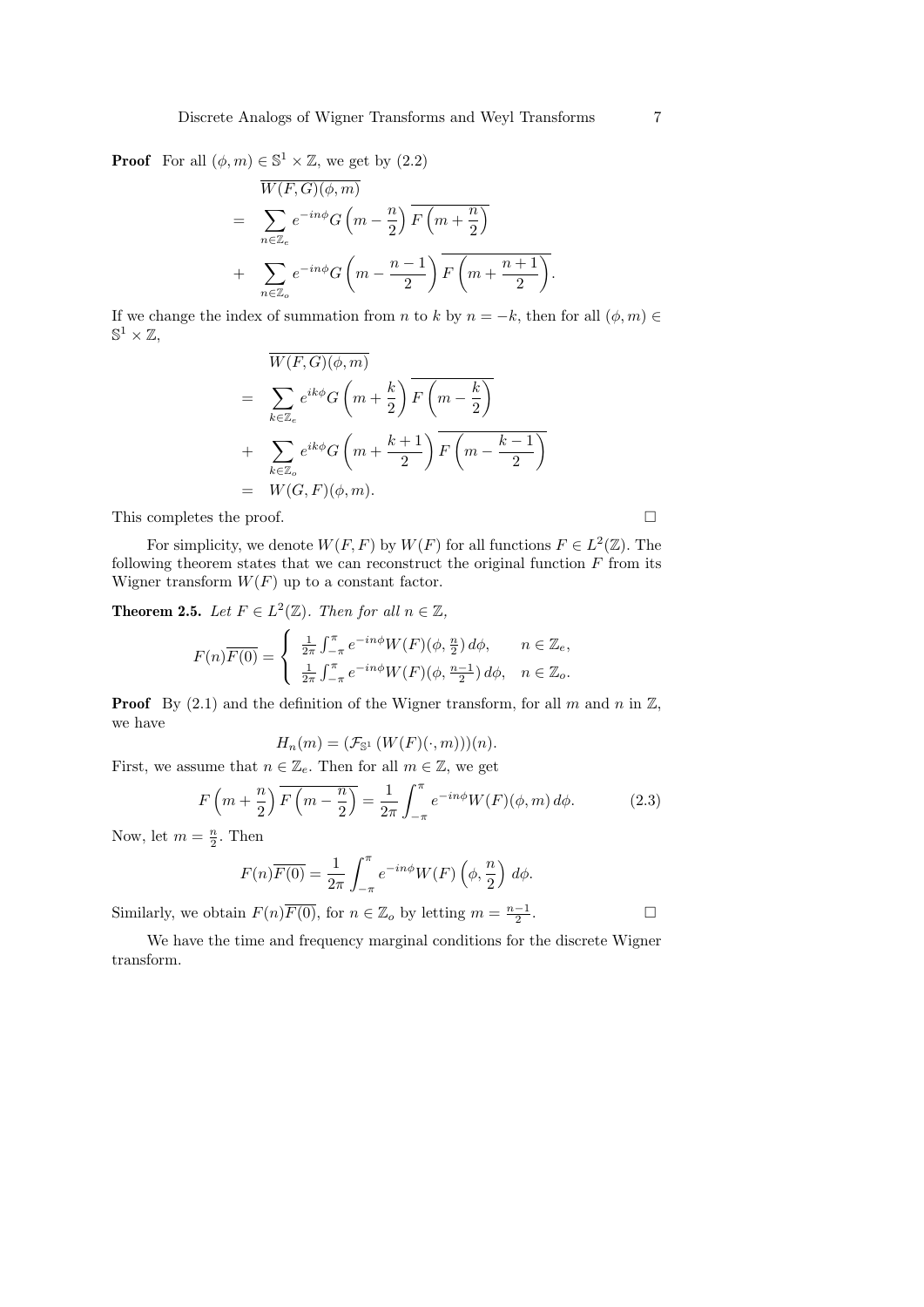**Proof** For all $(\phi, m) \in \mathbb{S}^1 \times \mathbb{Z}$, we get by (2.2)

$$
\begin{aligned}
& \overline{W(F,G)(\phi,m)} \\
= \;& \sum_{n\in\mathbb{Z}_e} e^{-in\phi} G\left(m-\frac{n}{2}\right) \overline{F\left(m+\frac{n}{2}\right)} \\
+ \;& \sum_{n\in\mathbb{Z}_o} e^{-in\phi} G\left(m-\frac{n-1}{2}\right) \overline{F\left(m+\frac{n+1}{2}\right)}.
\end{aligned}
$$

If we change the index of summation from $n$ to $k$ by $n=-k$, then for all $(\phi, m) \in \mathbb{S}^1 \times \mathbb{Z}$,

$$
\begin{aligned}
& \overline{W(F,G)(\phi,m)} \\
= \;& \sum_{k\in\mathbb{Z}_e} e^{ik\phi} G\left(m+\frac{k}{2}\right) \overline{F\left(m-\frac{k}{2}\right)} \\
+ \;& \sum_{k\in\mathbb{Z}_o} e^{ik\phi} G\left(m+\frac{k+1}{2}\right) \overline{F\left(m-\frac{k-1}{2}\right)} \\
= \;& W(G,F)(\phi,m).
\end{aligned}
$$

This completes the proof. □

For simplicity, we denote $W(F,F)$ by $W(F)$ for all functions $F \in L^2(\mathbb{Z})$. The following theorem states that we can reconstruct the original function $F$ from its Wigner transform $W(F)$ up to a constant factor.

**Theorem 2.5.** *Let $F \in L^2(\mathbb{Z})$. Then for all $n \in \mathbb{Z}$,*

$$
F(n)\overline{F(0)} = \begin{cases} \frac{1}{2\pi}\int_{-\pi}^{\pi} e^{-in\phi} W(F)(\phi, \frac{n}{2})\, d\phi, & n \in \mathbb{Z}_e, \\ \frac{1}{2\pi}\int_{-\pi}^{\pi} e^{-in\phi} W(F)(\phi, \frac{n-1}{2})\, d\phi, & n \in \mathbb{Z}_o. \end{cases}
$$

**Proof** By (2.1) and the definition of the Wigner transform, for all $m$ and $n$ in $\mathbb{Z}$, we have

$$
H_n(m) = (\mathcal{F}_{\mathbb{S}^1}(W(F)(\cdot,m)))(n).
$$

First, we assume that $n \in \mathbb{Z}_e$. Then for all $m \in \mathbb{Z}$, we get

$$
F\left(m+\frac{n}{2}\right)\overline{F\left(m-\frac{n}{2}\right)} = \frac{1}{2\pi}\int_{-\pi}^{\pi} e^{-in\phi} W(F)(\phi,m)\, d\phi. \tag{2.3}
$$

Now, let $m = \frac{n}{2}$. Then

$$
F(n)\overline{F(0)} = \frac{1}{2\pi}\int_{-\pi}^{\pi} e^{-in\phi} W(F)\left(\phi, \frac{n}{2}\right) d\phi.
$$

Similarly, we obtain $F(n)\overline{F(0)}$, for $n \in \mathbb{Z}_o$ by letting $m = \frac{n-1}{2}$. □

We have the time and frequency marginal conditions for the discrete Wigner transform.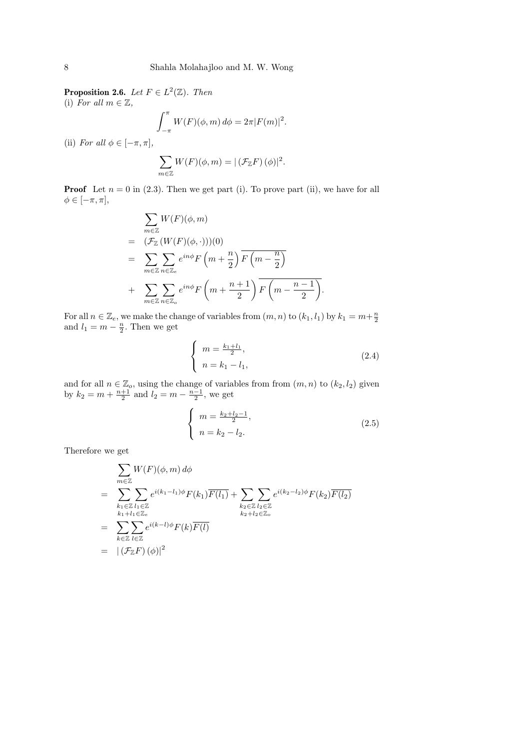**Proposition 2.6.** *Let $F \in L^2(\mathbb{Z})$. Then*
(i) *For all $m \in \mathbb{Z}$,*

$$\int_{-\pi}^{\pi} W(F)(\phi, m)\, d\phi = 2\pi |F(m)|^2.$$

(ii) *For all $\phi \in [-\pi, \pi]$,*

$$\sum_{m\in\mathbb{Z}} W(F)(\phi, m) = |\left(\mathcal{F}_{\mathbb{Z}} F\right)(\phi)|^2.$$

**Proof** Let $n = 0$ in (2.3). Then we get part (i). To prove part (ii), we have for all $\phi \in [-\pi, \pi]$,

$$\begin{aligned}
& \sum_{m\in\mathbb{Z}} W(F)(\phi, m) \\
= \;& (\mathcal{F}_{\mathbb{Z}} (W(F)(\phi, \cdot)))(0) \\
= \;& \sum_{m\in\mathbb{Z}} \sum_{n\in\mathbb{Z}_e} e^{in\phi} F\left(m + \frac{n}{2}\right) \overline{F\left(m - \frac{n}{2}\right)} \\
+ \;& \sum_{m\in\mathbb{Z}} \sum_{n\in\mathbb{Z}_o} e^{in\phi} F\left(m + \frac{n+1}{2}\right) \overline{F\left(m - \frac{n-1}{2}\right)}.
\end{aligned}$$

For all $n \in \mathbb{Z}_e$, we make the change of variables from $(m, n)$ to $(k_1, l_1)$ by $k_1 = m + \frac{n}{2}$ and $l_1 = m - \frac{n}{2}$. Then we get

$$\left\{ \begin{array}{l} m = \frac{k_1 + l_1}{2}, \\ n = k_1 - l_1, \end{array} \right. \tag{2.4}$$

and for all $n \in \mathbb{Z}_o$, using the change of variables from from $(m, n)$ to $(k_2, l_2)$ given by $k_2 = m + \frac{n+1}{2}$ and $l_2 = m - \frac{n-1}{2}$, we get

$$\left\{ \begin{array}{l} m = \frac{k_2 + l_2 - 1}{2}, \\ n = k_2 - l_2. \end{array} \right. \tag{2.5}$$

Therefore we get

$$\begin{aligned}
& \sum_{m\in\mathbb{Z}} W(F)(\phi, m)\, d\phi \\
= \;& \sum_{\substack{k_1\in\mathbb{Z} \\ k_1+l_1\in\mathbb{Z}_e}} \sum_{l_1\in\mathbb{Z}} e^{i(k_1-l_1)\phi} F(k_1)\overline{F(l_1)} + \sum_{\substack{k_2\in\mathbb{Z} \\ k_2+l_2\in\mathbb{Z}_o}} \sum_{l_2\in\mathbb{Z}} e^{i(k_2-l_2)\phi} F(k_2)\overline{F(l_2)} \\
= \;& \sum_{k\in\mathbb{Z}} \sum_{l\in\mathbb{Z}} e^{i(k-l)\phi} F(k)\overline{F(l)} \\
= \;& |\left(\mathcal{F}_{\mathbb{Z}} F\right)(\phi)|^2
\end{aligned}$$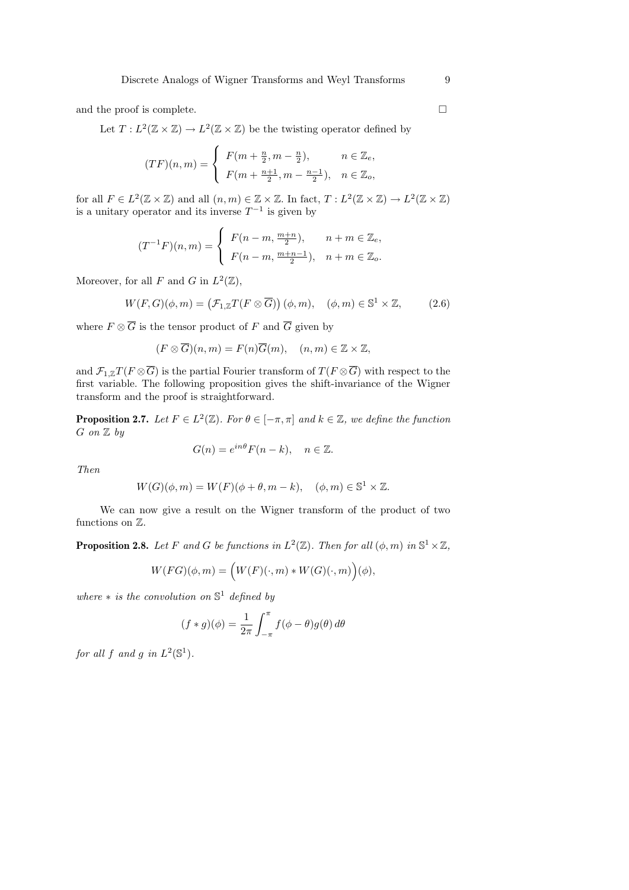and the proof is complete. □

Let $T : L^2(\mathbb{Z} \times \mathbb{Z}) \to L^2(\mathbb{Z} \times \mathbb{Z})$ be the twisting operator defined by

$$(TF)(n, m) = \begin{cases} F(m + \frac{n}{2}, m - \frac{n}{2}), & n \in \mathbb{Z}_e, \\ F(m + \frac{n+1}{2}, m - \frac{n-1}{2}), & n \in \mathbb{Z}_o, \end{cases}$$

for all $F \in L^2(\mathbb{Z} \times \mathbb{Z})$ and all $(n, m) \in \mathbb{Z} \times \mathbb{Z}$. In fact, $T : L^2(\mathbb{Z} \times \mathbb{Z}) \to L^2(\mathbb{Z} \times \mathbb{Z})$ is a unitary operator and its inverse $T^{-1}$ is given by

$$(T^{-1}F)(n, m) = \begin{cases} F(n - m, \frac{m+n}{2}), & n + m \in \mathbb{Z}_e, \\ F(n - m, \frac{m+n-1}{2}), & n + m \in \mathbb{Z}_o. \end{cases}$$

Moreover, for all $F$ and $G$ in $L^2(\mathbb{Z})$,

$$W(F, G)(\phi, m) = \left(\mathcal{F}_{1,\mathbb{Z}} T(F \otimes \overline{G})\right)(\phi, m), \quad (\phi, m) \in \mathbb{S}^1 \times \mathbb{Z}, \tag{2.6}$$

where $F \otimes \overline{G}$ is the tensor product of $F$ and $\overline{G}$ given by

$$(F \otimes \overline{G})(n, m) = F(n)\overline{G}(m), \quad (n, m) \in \mathbb{Z} \times \mathbb{Z},$$

and $\mathcal{F}_{1,\mathbb{Z}} T(F \otimes \overline{G})$ is the partial Fourier transform of $T(F \otimes \overline{G})$ with respect to the first variable. The following proposition gives the shift-invariance of the Wigner transform and the proof is straightforward.

**Proposition 2.7.** *Let $F \in L^2(\mathbb{Z})$. For $\theta \in [-\pi, \pi]$ and $k \in \mathbb{Z}$, we define the function $G$ on $\mathbb{Z}$ by*

$$G(n) = e^{in\theta} F(n - k), \quad n \in \mathbb{Z}.$$

*Then*

$$W(G)(\phi, m) = W(F)(\phi + \theta, m - k), \quad (\phi, m) \in \mathbb{S}^1 \times \mathbb{Z}.$$

We can now give a result on the Wigner transform of the product of two functions on $\mathbb{Z}$.

**Proposition 2.8.** *Let $F$ and $G$ be functions in $L^2(\mathbb{Z})$. Then for all $(\phi, m)$ in $\mathbb{S}^1 \times \mathbb{Z}$,*

$$W(FG)(\phi, m) = \Big(W(F)(\cdot, m) * W(G)(\cdot, m)\Big)(\phi),$$

*where $*$ is the convolution on $\mathbb{S}^1$ defined by*

$$(f * g)(\phi) = \frac{1}{2\pi} \int_{-\pi}^{\pi} f(\phi - \theta) g(\theta) \, d\theta$$

*for all $f$ and $g$ in $L^2(\mathbb{S}^1)$.*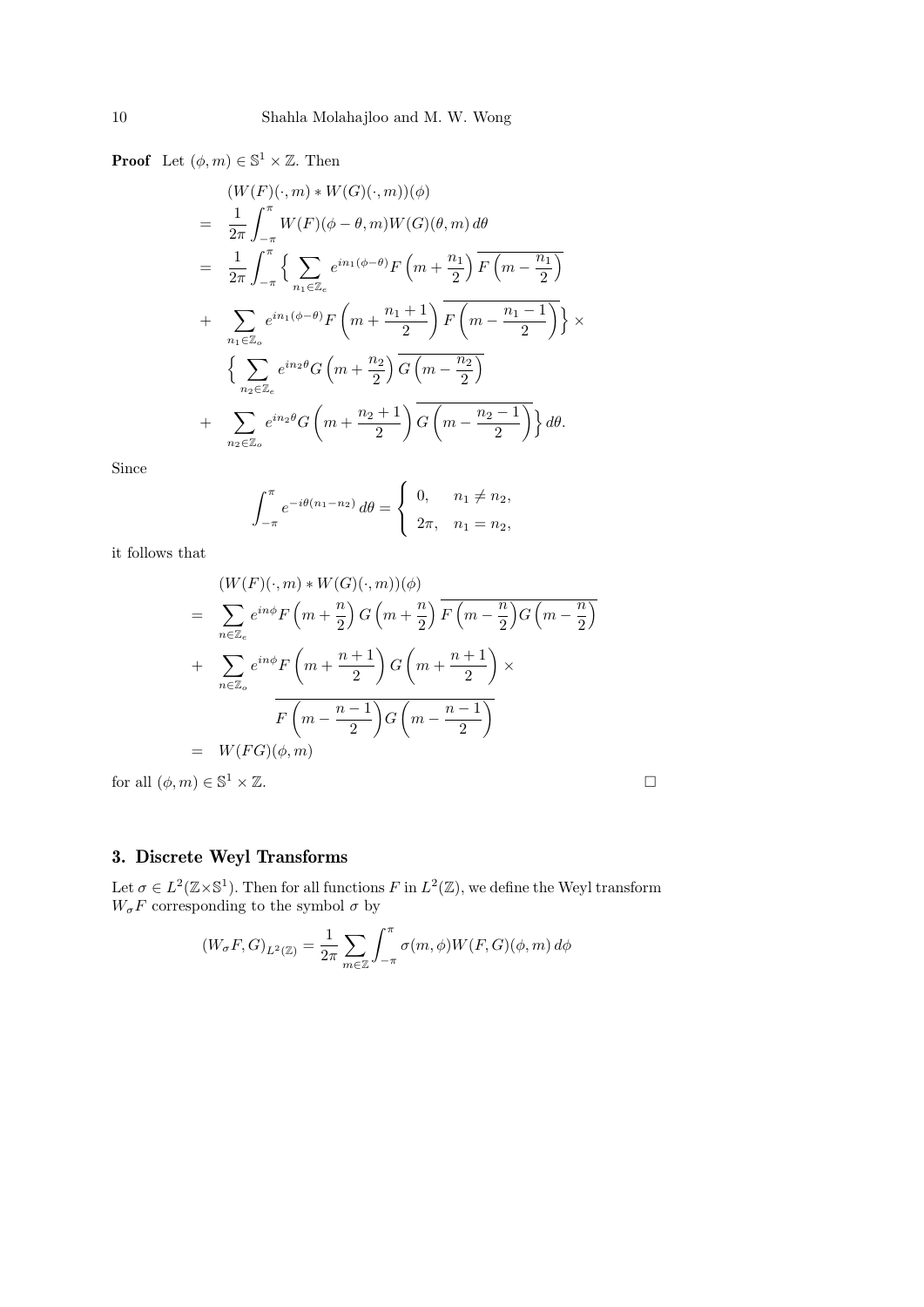**Proof** Let $(\phi, m) \in \mathbb{S}^1 \times \mathbb{Z}$. Then

$$
\begin{aligned}
& (W(F)(\cdot, m) * W(G)(\cdot, m))(\phi) \\
= \ & \frac{1}{2\pi} \int_{-\pi}^{\pi} W(F)(\phi - \theta, m) W(G)(\theta, m)\, d\theta \\
= \ & \frac{1}{2\pi} \int_{-\pi}^{\pi} \Big\{ \sum_{n_1 \in \mathbb{Z}_e} e^{i n_1 (\phi - \theta)} F\left(m + \frac{n_1}{2}\right) \overline{F\left(m - \frac{n_1}{2}\right)} \\
+ \ & \sum_{n_1 \in \mathbb{Z}_o} e^{i n_1 (\phi - \theta)} F\left(m + \frac{n_1 + 1}{2}\right) \overline{F\left(m - \frac{n_1 - 1}{2}\right)} \Big\} \times \\
& \Big\{ \sum_{n_2 \in \mathbb{Z}_e} e^{i n_2 \theta} G\left(m + \frac{n_2}{2}\right) \overline{G\left(m - \frac{n_2}{2}\right)} \\
+ \ & \sum_{n_2 \in \mathbb{Z}_o} e^{i n_2 \theta} G\left(m + \frac{n_2 + 1}{2}\right) \overline{G\left(m - \frac{n_2 - 1}{2}\right)} \Big\}\, d\theta.
\end{aligned}
$$

Since

$$
\int_{-\pi}^{\pi} e^{-i\theta(n_1 - n_2)}\, d\theta = \begin{cases} 0, & n_1 \neq n_2, \\ 2\pi, & n_1 = n_2, \end{cases}
$$

it follows that

$$
\begin{aligned}
& (W(F)(\cdot, m) * W(G)(\cdot, m))(\phi) \\
= \ & \sum_{n \in \mathbb{Z}_e} e^{in\phi} F\left(m + \frac{n}{2}\right) G\left(m + \frac{n}{2}\right) \overline{F\left(m - \frac{n}{2}\right) G\left(m - \frac{n}{2}\right)} \\
+ \ & \sum_{n \in \mathbb{Z}_o} e^{in\phi} F\left(m + \frac{n+1}{2}\right) G\left(m + \frac{n+1}{2}\right) \times \\
& \overline{F\left(m - \frac{n-1}{2}\right) G\left(m - \frac{n-1}{2}\right)} \\
= \ & W(FG)(\phi, m)
\end{aligned}
$$

for all $(\phi, m) \in \mathbb{S}^1 \times \mathbb{Z}$. $\square$

## 3. Discrete Weyl Transforms

Let $\sigma \in L^2(\mathbb{Z} \times \mathbb{S}^1)$. Then for all functions $F$ in $L^2(\mathbb{Z})$, we define the Weyl transform $W_\sigma F$ corresponding to the symbol $\sigma$ by

$$
(W_\sigma F, G)_{L^2(\mathbb{Z})} = \frac{1}{2\pi} \sum_{m \in \mathbb{Z}} \int_{-\pi}^{\pi} \sigma(m, \phi) W(F, G)(\phi, m)\, d\phi
$$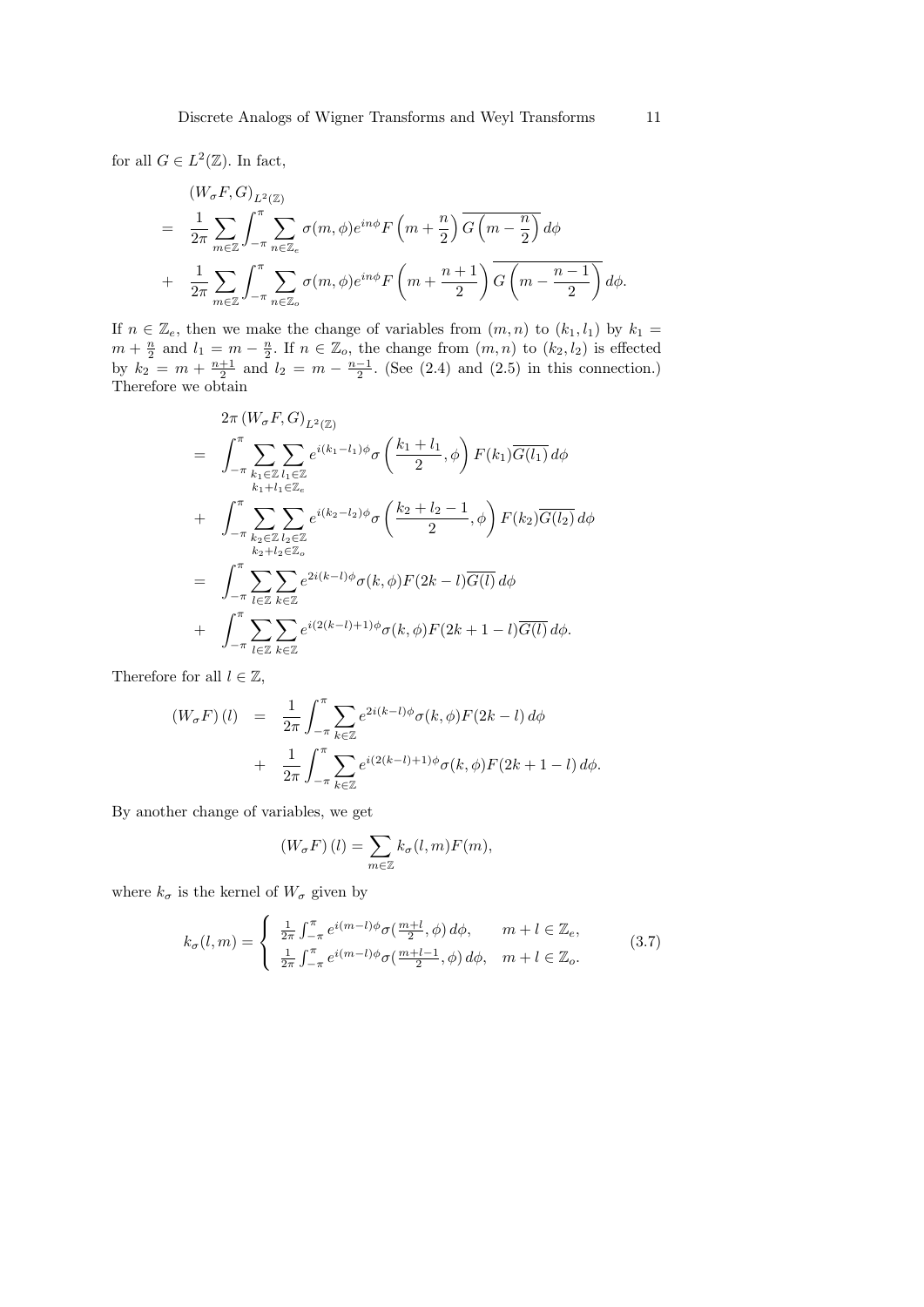for all $G \in L^2(\mathbb{Z})$. In fact,

$$
\begin{aligned}
& (W_\sigma F, G)_{L^2(\mathbb{Z})} \\
= \; & \frac{1}{2\pi} \sum_{m\in\mathbb{Z}} \int_{-\pi}^{\pi} \sum_{n\in\mathbb{Z}_e} \sigma(m,\phi) e^{in\phi} F\left(m+\frac{n}{2}\right) \overline{G\left(m-\frac{n}{2}\right)}\, d\phi \\
+ \; & \frac{1}{2\pi} \sum_{m\in\mathbb{Z}} \int_{-\pi}^{\pi} \sum_{n\in\mathbb{Z}_o} \sigma(m,\phi) e^{in\phi} F\left(m+\frac{n+1}{2}\right) \overline{G\left(m-\frac{n-1}{2}\right)}\, d\phi.
\end{aligned}
$$

If $n \in \mathbb{Z}_e$, then we make the change of variables from $(m,n)$ to $(k_1,l_1)$ by $k_1 = m+\frac{n}{2}$ and $l_1 = m-\frac{n}{2}$. If $n \in \mathbb{Z}_o$, the change from $(m,n)$ to $(k_2,l_2)$ is effected by $k_2 = m+\frac{n+1}{2}$ and $l_2 = m-\frac{n-1}{2}$. (See (2.4) and (2.5) in this connection.) Therefore we obtain

$$
\begin{aligned}
& 2\pi\,(W_\sigma F, G)_{L^2(\mathbb{Z})} \\
= \; & \int_{-\pi}^{\pi} \sum_{\substack{k_1\in\mathbb{Z} \\ k_1+l_1\in\mathbb{Z}_e}} \sum_{l_1\in\mathbb{Z}} e^{i(k_1-l_1)\phi} \sigma\left(\frac{k_1+l_1}{2},\phi\right) F(k_1)\overline{G(l_1)}\, d\phi \\
+ \; & \int_{-\pi}^{\pi} \sum_{\substack{k_2\in\mathbb{Z} \\ k_2+l_2\in\mathbb{Z}_o}} \sum_{l_2\in\mathbb{Z}} e^{i(k_2-l_2)\phi} \sigma\left(\frac{k_2+l_2-1}{2},\phi\right) F(k_2)\overline{G(l_2)}\, d\phi \\
= \; & \int_{-\pi}^{\pi} \sum_{l\in\mathbb{Z}} \sum_{k\in\mathbb{Z}} e^{2i(k-l)\phi} \sigma(k,\phi) F(2k-l)\overline{G(l)}\, d\phi \\
+ \; & \int_{-\pi}^{\pi} \sum_{l\in\mathbb{Z}} \sum_{k\in\mathbb{Z}} e^{i(2(k-l)+1)\phi} \sigma(k,\phi) F(2k+1-l)\overline{G(l)}\, d\phi.
\end{aligned}
$$

Therefore for all $l \in \mathbb{Z}$,

$$
\begin{aligned}
(W_\sigma F)(l) \; = \; & \frac{1}{2\pi} \int_{-\pi}^{\pi} \sum_{k\in\mathbb{Z}} e^{2i(k-l)\phi} \sigma(k,\phi) F(2k-l)\, d\phi \\
+ \; & \frac{1}{2\pi} \int_{-\pi}^{\pi} \sum_{k\in\mathbb{Z}} e^{i(2(k-l)+1)\phi} \sigma(k,\phi) F(2k+1-l)\, d\phi.
\end{aligned}
$$

By another change of variables, we get

$$
(W_\sigma F)(l) = \sum_{m\in\mathbb{Z}} k_\sigma(l,m) F(m),
$$

where $k_\sigma$ is the kernel of $W_\sigma$ given by

$$
k_\sigma(l,m) = \begin{cases} \frac{1}{2\pi} \int_{-\pi}^{\pi} e^{i(m-l)\phi} \sigma(\frac{m+l}{2},\phi)\, d\phi, & m+l \in \mathbb{Z}_e, \\ \frac{1}{2\pi} \int_{-\pi}^{\pi} e^{i(m-l)\phi} \sigma(\frac{m+l-1}{2},\phi)\, d\phi, & m+l \in \mathbb{Z}_o. \end{cases} \tag{3.7}
$$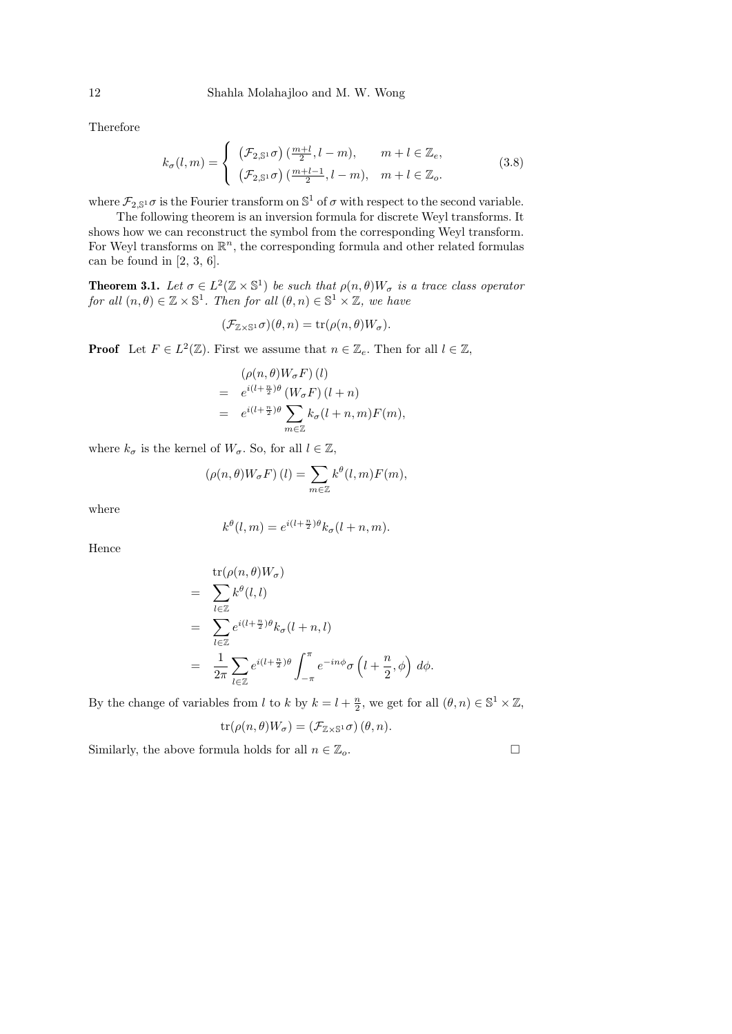Therefore

$$k_\sigma(l,m) = \begin{cases} \left(\mathcal{F}_{2,\mathbb{S}^1}\sigma\right)(\frac{m+l}{2}, l-m), & m+l \in \mathbb{Z}_e, \\ \left(\mathcal{F}_{2,\mathbb{S}^1}\sigma\right)(\frac{m+l-1}{2}, l-m), & m+l \in \mathbb{Z}_o. \end{cases} \tag{3.8}$$

where $\mathcal{F}_{2,\mathbb{S}^1}\sigma$ is the Fourier transform on $\mathbb{S}^1$ of $\sigma$ with respect to the second variable.

The following theorem is an inversion formula for discrete Weyl transforms. It shows how we can reconstruct the symbol from the corresponding Weyl transform. For Weyl transforms on $\mathbb{R}^n$, the corresponding formula and other related formulas can be found in [2, 3, 6].

**Theorem 3.1.** *Let $\sigma \in L^2(\mathbb{Z}\times\mathbb{S}^1)$ be such that $\rho(n,\theta)W_\sigma$ is a trace class operator for all $(n,\theta)\in\mathbb{Z}\times\mathbb{S}^1$. Then for all $(\theta,n)\in\mathbb{S}^1\times\mathbb{Z}$, we have*

$$(\mathcal{F}_{\mathbb{Z}\times\mathbb{S}^1}\sigma)(\theta,n) = \mathrm{tr}(\rho(n,\theta)W_\sigma).$$

**Proof** Let $F \in L^2(\mathbb{Z})$. First we assume that $n \in \mathbb{Z}_e$. Then for all $l \in \mathbb{Z}$,

$$\begin{aligned} & (\rho(n,\theta)W_\sigma F)(l) \\ = \;& e^{i(l+\frac{n}{2})\theta}\,(W_\sigma F)(l+n) \\ = \;& e^{i(l+\frac{n}{2})\theta}\sum_{m\in\mathbb{Z}} k_\sigma(l+n,m)F(m), \end{aligned}$$

where $k_\sigma$ is the kernel of $W_\sigma$. So, for all $l\in\mathbb{Z}$,

$$(\rho(n,\theta)W_\sigma F)(l) = \sum_{m\in\mathbb{Z}} k^\theta(l,m)F(m),$$

where

$$k^\theta(l,m) = e^{i(l+\frac{n}{2})\theta}k_\sigma(l+n,m).$$

Hence

$$\begin{aligned} & \mathrm{tr}(\rho(n,\theta)W_\sigma) \\ = \;& \sum_{l\in\mathbb{Z}} k^\theta(l,l) \\ = \;& \sum_{l\in\mathbb{Z}} e^{i(l+\frac{n}{2})\theta}k_\sigma(l+n,l) \\ = \;& \frac{1}{2\pi}\sum_{l\in\mathbb{Z}} e^{i(l+\frac{n}{2})\theta}\int_{-\pi}^{\pi} e^{-in\phi}\sigma\left(l+\frac{n}{2},\phi\right)\,d\phi. \end{aligned}$$

By the change of variables from $l$ to $k$ by $k = l+\frac{n}{2}$, we get for all $(\theta,n)\in\mathbb{S}^1\times\mathbb{Z}$,

$$\mathrm{tr}(\rho(n,\theta)W_\sigma) = \left(\mathcal{F}_{\mathbb{Z}\times\mathbb{S}^1}\sigma\right)(\theta,n).$$

Similarly, the above formula holds for all $n\in\mathbb{Z}_o$. □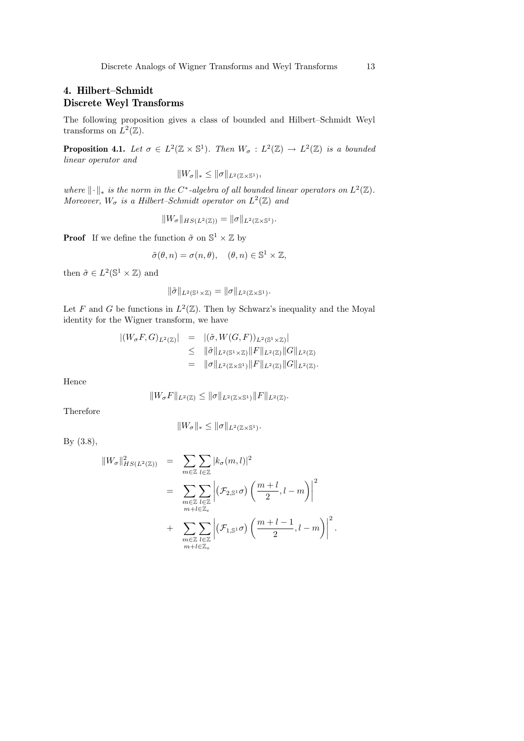## 4. Hilbert–Schmidt Discrete Weyl Transforms

The following proposition gives a class of bounded and Hilbert–Schmidt Weyl transforms on $L^2(\mathbb{Z})$.

**Proposition 4.1.** *Let $\sigma \in L^2(\mathbb{Z} \times \mathbb{S}^1)$. Then $W_\sigma : L^2(\mathbb{Z}) \to L^2(\mathbb{Z})$ is a bounded linear operator and*

$$\|W_\sigma\|_* \leq \|\sigma\|_{L^2(\mathbb{Z}\times\mathbb{S}^1)},$$

*where $\|\cdot\|_*$ is the norm in the $C^*$-algebra of all bounded linear operators on $L^2(\mathbb{Z})$. Moreover, $W_\sigma$ is a Hilbert–Schmidt operator on $L^2(\mathbb{Z})$ and*

$$\|W_\sigma\|_{HS(L^2(\mathbb{Z}))} = \|\sigma\|_{L^2(\mathbb{Z}\times\mathbb{S}^1)}.$$

**Proof** If we define the function $\tilde{\sigma}$ on $\mathbb{S}^1 \times \mathbb{Z}$ by

$$\tilde{\sigma}(\theta, n) = \sigma(n, \theta), \quad (\theta, n) \in \mathbb{S}^1 \times \mathbb{Z},$$

then $\tilde{\sigma} \in L^2(\mathbb{S}^1 \times \mathbb{Z})$ and

$$\|\tilde{\sigma}\|_{L^2(\mathbb{S}^1\times\mathbb{Z})} = \|\sigma\|_{L^2(\mathbb{Z}\times\mathbb{S}^1)}.$$

Let $F$ and $G$ be functions in $L^2(\mathbb{Z})$. Then by Schwarz's inequality and the Moyal identity for the Wigner transform, we have

$$\begin{aligned}
|(W_\sigma F, G)_{L^2(\mathbb{Z})}| &= |(\tilde{\sigma}, W(G,F))_{L^2(\mathbb{S}^1\times\mathbb{Z})}| \\
&\leq \|\tilde{\sigma}\|_{L^2(\mathbb{S}^1\times\mathbb{Z})}\|F\|_{L^2(\mathbb{Z})}\|G\|_{L^2(\mathbb{Z})} \\
&= \|\sigma\|_{L^2(\mathbb{Z}\times\mathbb{S}^1)}\|F\|_{L^2(\mathbb{Z})}\|G\|_{L^2(\mathbb{Z})}.
\end{aligned}$$

Hence

$$\|W_\sigma F\|_{L^2(\mathbb{Z})} \leq \|\sigma\|_{L^2(\mathbb{Z}\times\mathbb{S}^1)}\|F\|_{L^2(\mathbb{Z})}.$$

Therefore

$$\|W_\sigma\|_* \leq \|\sigma\|_{L^2(\mathbb{Z}\times\mathbb{S}^1)}.$$

By (3.8),

$$\begin{aligned}
\|W_\sigma\|^2_{HS(L^2(\mathbb{Z}))} &= \sum_{m\in\mathbb{Z}}\sum_{l\in\mathbb{Z}} |k_\sigma(m,l)|^2 \\
&= \sum_{\substack{m\in\mathbb{Z} \\ m+l\in\mathbb{Z}_e}}\sum_{l\in\mathbb{Z}} \left|\left(\mathcal{F}_{2,\mathbb{S}^1}\sigma\right)\left(\frac{m+l}{2}, l-m\right)\right|^2 \\
&+ \sum_{\substack{m\in\mathbb{Z} \\ m+l\in\mathbb{Z}_o}}\sum_{l\in\mathbb{Z}} \left|\left(\mathcal{F}_{1,\mathbb{S}^1}\sigma\right)\left(\frac{m+l-1}{2}, l-m\right)\right|^2.
\end{aligned}$$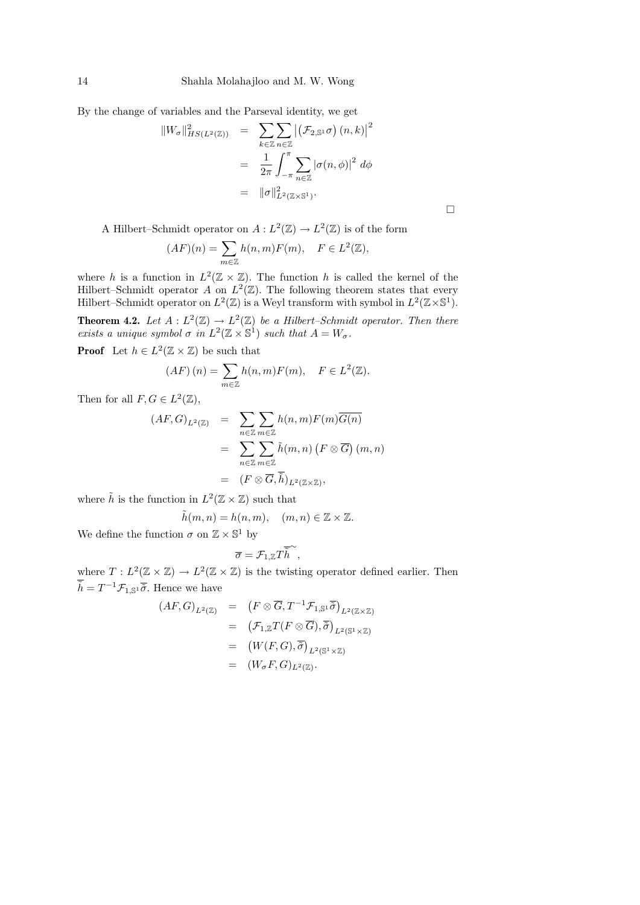By the change of variables and the Parseval identity, we get

$$
\begin{aligned}
\|W_\sigma\|^2_{HS(L^2(\mathbb{Z}))} &= \sum_{k\in\mathbb{Z}}\sum_{n\in\mathbb{Z}} \left|\left(\mathcal{F}_{2,\mathbb{S}^1}\sigma\right)(n,k)\right|^2 \\
&= \frac{1}{2\pi}\int_{-\pi}^{\pi}\sum_{n\in\mathbb{Z}} |\sigma(n,\phi)|^2\, d\phi \\
&= \|\sigma\|^2_{L^2(\mathbb{Z}\times\mathbb{S}^1)}.
\end{aligned}
$$

□

A Hilbert–Schmidt operator on $A : L^2(\mathbb{Z}) \to L^2(\mathbb{Z})$ is of the form

$$
(AF)(n) = \sum_{m\in\mathbb{Z}} h(n,m)F(m), \quad F \in L^2(\mathbb{Z}),
$$

where $h$ is a function in $L^2(\mathbb{Z}\times\mathbb{Z})$. The function $h$ is called the kernel of the Hilbert–Schmidt operator $A$ on $L^2(\mathbb{Z})$. The following theorem states that every Hilbert–Schmidt operator on $L^2(\mathbb{Z})$ is a Weyl transform with symbol in $L^2(\mathbb{Z}\times\mathbb{S}^1)$.

**Theorem 4.2.** *Let $A : L^2(\mathbb{Z}) \to L^2(\mathbb{Z})$ be a Hilbert–Schmidt operator. Then there exists a unique symbol $\sigma$ in $L^2(\mathbb{Z}\times\mathbb{S}^1)$ such that $A = W_\sigma$.*

**Proof** Let $h \in L^2(\mathbb{Z}\times\mathbb{Z})$ be such that

$$
(AF)(n) = \sum_{m\in\mathbb{Z}} h(n,m)F(m), \quad F \in L^2(\mathbb{Z}).
$$

Then for all $F, G \in L^2(\mathbb{Z})$,

$$
\begin{aligned}
(AF,G)_{L^2(\mathbb{Z})} &= \sum_{n\in\mathbb{Z}}\sum_{m\in\mathbb{Z}} h(n,m)F(m)\overline{G(n)} \\
&= \sum_{n\in\mathbb{Z}}\sum_{m\in\mathbb{Z}} \tilde{h}(m,n)\left(F\otimes\overline{G}\right)(m,n) \\
&= (F\otimes\overline{G}, \overline{\tilde{h}})_{L^2(\mathbb{Z}\times\mathbb{Z})},
\end{aligned}
$$

where $\tilde{h}$ is the function in $L^2(\mathbb{Z}\times\mathbb{Z})$ such that

$$
\tilde{h}(m,n) = h(n,m), \quad (m,n) \in \mathbb{Z}\times\mathbb{Z}.
$$

We define the function $\sigma$ on $\mathbb{Z}\times\mathbb{S}^1$ by

$$
\overline{\sigma} = \mathcal{F}_{1,\mathbb{Z}} T \overline{\tilde{h}},
$$

where $T : L^2(\mathbb{Z}\times\mathbb{Z}) \to L^2(\mathbb{Z}\times\mathbb{Z})$ is the twisting operator defined earlier. Then $\overline{\tilde{h}} = T^{-1}\mathcal{F}_{1,\mathbb{S}^1}\overline{\sigma}$. Hence we have

$$
\begin{aligned}
(AF,G)_{L^2(\mathbb{Z})} &= \left(F\otimes\overline{G}, T^{-1}\mathcal{F}_{1,\mathbb{S}^1}\overline{\sigma}\right)_{L^2(\mathbb{Z}\times\mathbb{Z})} \\
&= \left(\mathcal{F}_{1,\mathbb{Z}}T(F\otimes\overline{G}), \overline{\sigma}\right)_{L^2(\mathbb{S}^1\times\mathbb{Z})} \\
&= \left(W(F,G), \overline{\sigma}\right)_{L^2(\mathbb{S}^1\times\mathbb{Z})} \\
&= (W_\sigma F, G)_{L^2(\mathbb{Z})}.
\end{aligned}
$$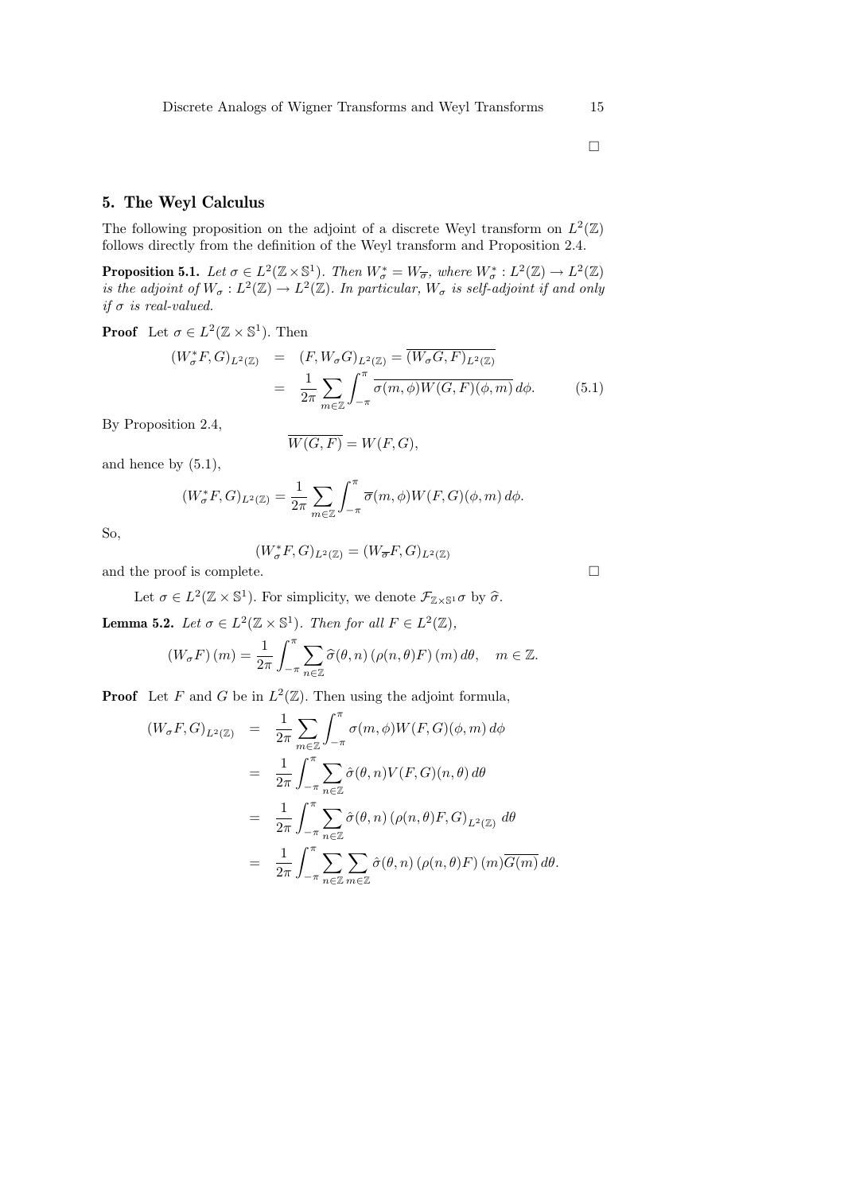□

## 5. The Weyl Calculus

The following proposition on the adjoint of a discrete Weyl transform on $L^2(\mathbb{Z})$ follows directly from the definition of the Weyl transform and Proposition 2.4.

**Proposition 5.1.** *Let $\sigma \in L^2(\mathbb{Z}\times\mathbb{S}^1)$. Then $W_\sigma^* = W_{\overline{\sigma}}$, where $W_\sigma^* : L^2(\mathbb{Z}) \to L^2(\mathbb{Z})$ is the adjoint of $W_\sigma : L^2(\mathbb{Z}) \to L^2(\mathbb{Z})$. In particular, $W_\sigma$ is self-adjoint if and only if $\sigma$ is real-valued.*

**Proof** Let $\sigma \in L^2(\mathbb{Z}\times\mathbb{S}^1)$. Then

$$
\begin{aligned}
(W_\sigma^* F, G)_{L^2(\mathbb{Z})} &= (F, W_\sigma G)_{L^2(\mathbb{Z})} = \overline{(W_\sigma G, F)_{L^2(\mathbb{Z})}} \\
&= \frac{1}{2\pi}\sum_{m\in\mathbb{Z}}\int_{-\pi}^{\pi} \overline{\sigma(m,\phi)W(G,F)(\phi,m)}\, d\phi.
\end{aligned}
\tag{5.1}
$$

By Proposition 2.4,

$$\overline{W(G,F)} = W(F,G),$$

and hence by (5.1),

$$(W_\sigma^* F, G)_{L^2(\mathbb{Z})} = \frac{1}{2\pi}\sum_{m\in\mathbb{Z}}\int_{-\pi}^{\pi} \overline{\sigma}(m,\phi)W(F,G)(\phi,m)\, d\phi.$$

So,

$$(W_\sigma^* F, G)_{L^2(\mathbb{Z})} = (W_{\overline{\sigma}} F, G)_{L^2(\mathbb{Z})}$$

and the proof is complete. □

Let $\sigma \in L^2(\mathbb{Z}\times\mathbb{S}^1)$. For simplicity, we denote $\mathcal{F}_{\mathbb{Z}\times\mathbb{S}^1}\sigma$ by $\widehat{\sigma}$.

**Lemma 5.2.** *Let $\sigma \in L^2(\mathbb{Z}\times\mathbb{S}^1)$. Then for all $F \in L^2(\mathbb{Z})$,*

$$(W_\sigma F)(m) = \frac{1}{2\pi}\int_{-\pi}^{\pi}\sum_{n\in\mathbb{Z}} \widehat{\sigma}(\theta,n)\,(\rho(n,\theta)F)(m)\, d\theta, \quad m \in \mathbb{Z}.$$

**Proof** Let $F$ and $G$ be in $L^2(\mathbb{Z})$. Then using the adjoint formula,

$$
\begin{aligned}
(W_\sigma F, G)_{L^2(\mathbb{Z})} &= \frac{1}{2\pi}\sum_{m\in\mathbb{Z}}\int_{-\pi}^{\pi} \sigma(m,\phi)W(F,G)(\phi,m)\, d\phi \\
&= \frac{1}{2\pi}\int_{-\pi}^{\pi}\sum_{n\in\mathbb{Z}} \hat{\sigma}(\theta,n)V(F,G)(n,\theta)\, d\theta \\
&= \frac{1}{2\pi}\int_{-\pi}^{\pi}\sum_{n\in\mathbb{Z}} \hat{\sigma}(\theta,n)\,(\rho(n,\theta)F, G)_{L^2(\mathbb{Z})}\, d\theta \\
&= \frac{1}{2\pi}\int_{-\pi}^{\pi}\sum_{n\in\mathbb{Z}}\sum_{m\in\mathbb{Z}} \hat{\sigma}(\theta,n)\,(\rho(n,\theta)F)(m)\overline{G(m)}\, d\theta.
\end{aligned}
$$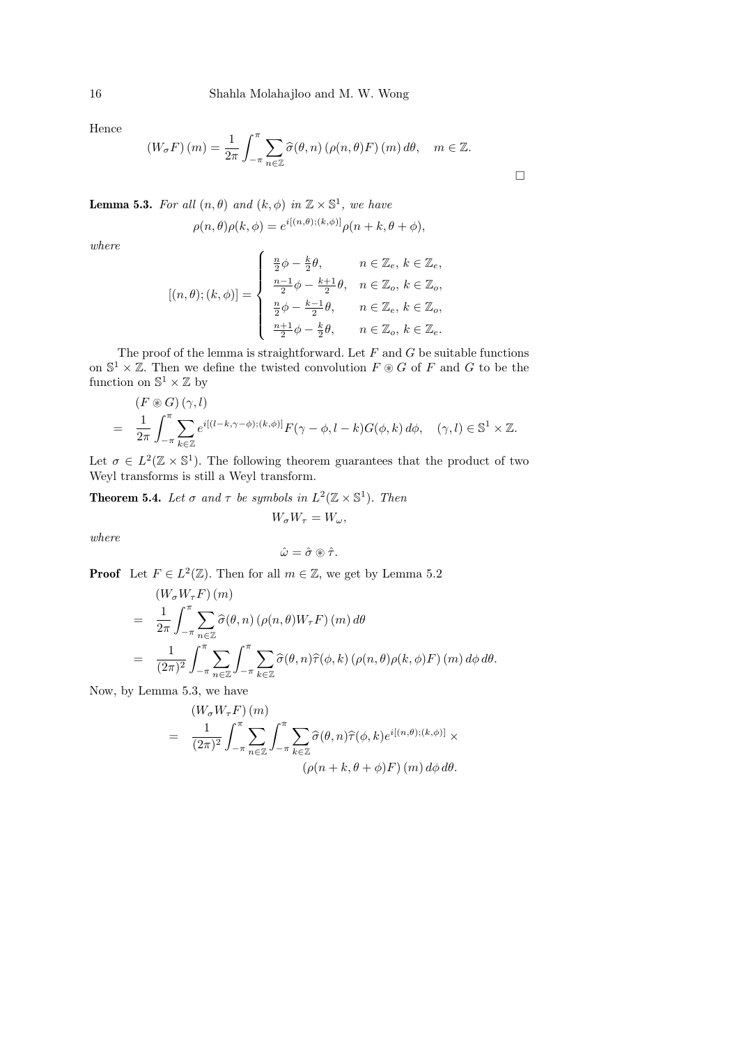Hence

$$\left(W_\sigma F\right)(m) = \frac{1}{2\pi}\int_{-\pi}^{\pi}\sum_{n\in\mathbb{Z}}\widehat{\sigma}(\theta,n)\left(\rho(n,\theta)F\right)(m)\,d\theta, \quad m\in\mathbb{Z}.$$

$\square$

**Lemma 5.3.** *For all $(n,\theta)$ and $(k,\phi)$ in $\mathbb{Z}\times\mathbb{S}^1$, we have*

$$\rho(n,\theta)\rho(k,\phi) = e^{i[(n,\theta);(k,\phi)]}\rho(n+k,\theta+\phi),$$

*where*

$$[(n,\theta);(k,\phi)] = \begin{cases} \frac{n}{2}\phi - \frac{k}{2}\theta, & n\in\mathbb{Z}_e,\ k\in\mathbb{Z}_e, \\ \frac{n-1}{2}\phi - \frac{k+1}{2}\theta, & n\in\mathbb{Z}_o,\ k\in\mathbb{Z}_o, \\ \frac{n}{2}\phi - \frac{k-1}{2}\theta, & n\in\mathbb{Z}_e,\ k\in\mathbb{Z}_o, \\ \frac{n+1}{2}\phi - \frac{k}{2}\theta, & n\in\mathbb{Z}_o,\ k\in\mathbb{Z}_e. \end{cases}$$

The proof of the lemma is straightforward. Let $F$ and $G$ be suitable functions on $\mathbb{S}^1\times\mathbb{Z}$. Then we define the twisted convolution $F \circledast G$ of $F$ and $G$ to be the function on $\mathbb{S}^1\times\mathbb{Z}$ by

$$\begin{aligned} &\left(F \circledast G\right)(\gamma,l) \\ = \;& \frac{1}{2\pi}\int_{-\pi}^{\pi}\sum_{k\in\mathbb{Z}} e^{i[(l-k,\gamma-\phi);(k,\phi)]}F(\gamma-\phi,l-k)G(\phi,k)\,d\phi, \quad (\gamma,l)\in\mathbb{S}^1\times\mathbb{Z}. \end{aligned}$$

Let $\sigma\in L^2(\mathbb{Z}\times\mathbb{S}^1)$. The following theorem guarantees that the product of two Weyl transforms is still a Weyl transform.

**Theorem 5.4.** *Let $\sigma$ and $\tau$ be symbols in $L^2(\mathbb{Z}\times\mathbb{S}^1)$. Then*

$$W_\sigma W_\tau = W_\omega,$$

*where*

$$\hat{\omega} = \hat{\sigma}\circledast\hat{\tau}.$$

**Proof** Let $F\in L^2(\mathbb{Z})$. Then for all $m\in\mathbb{Z}$, we get by Lemma 5.2

$$\begin{aligned} &\left(W_\sigma W_\tau F\right)(m) \\ = \;& \frac{1}{2\pi}\int_{-\pi}^{\pi}\sum_{n\in\mathbb{Z}}\widehat{\sigma}(\theta,n)\left(\rho(n,\theta)W_\tau F\right)(m)\,d\theta \\ = \;& \frac{1}{(2\pi)^2}\int_{-\pi}^{\pi}\sum_{n\in\mathbb{Z}}\int_{-\pi}^{\pi}\sum_{k\in\mathbb{Z}}\widehat{\sigma}(\theta,n)\widehat{\tau}(\phi,k)\left(\rho(n,\theta)\rho(k,\phi)F\right)(m)\,d\phi\,d\theta. \end{aligned}$$

Now, by Lemma 5.3, we have

$$\begin{aligned} &\left(W_\sigma W_\tau F\right)(m) \\ = \;& \frac{1}{(2\pi)^2}\int_{-\pi}^{\pi}\sum_{n\in\mathbb{Z}}\int_{-\pi}^{\pi}\sum_{k\in\mathbb{Z}}\widehat{\sigma}(\theta,n)\widehat{\tau}(\phi,k)e^{i[(n,\theta);(k,\phi)]}\times \\ &\qquad\qquad\left(\rho(n+k,\theta+\phi)F\right)(m)\,d\phi\,d\theta. \end{aligned}$$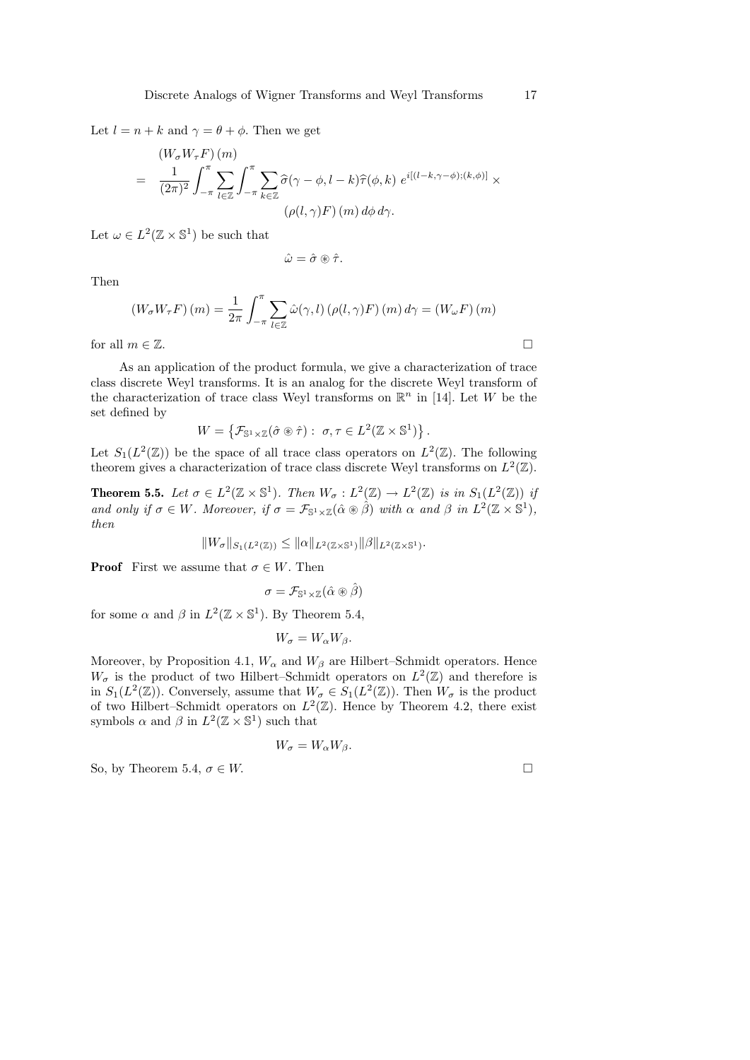Let $l = n + k$ and $\gamma = \theta + \phi$. Then we get

$$
\begin{aligned}
& (W_\sigma W_\tau F)(m) \\
= \;& \frac{1}{(2\pi)^2} \int_{-\pi}^{\pi} \sum_{l \in \mathbb{Z}} \int_{-\pi}^{\pi} \sum_{k \in \mathbb{Z}} \widehat{\sigma}(\gamma - \phi, l - k) \widehat{\tau}(\phi, k)\, e^{i[(l-k, \gamma-\phi);(k,\phi)]} \times \\
& \qquad\qquad\qquad (\rho(l, \gamma) F)(m)\, d\phi\, d\gamma.
\end{aligned}
$$

Let $\omega \in L^2(\mathbb{Z} \times \mathbb{S}^1)$ be such that

$$
\hat{\omega} = \hat{\sigma} \circledast \hat{\tau}.
$$

Then

$$
(W_\sigma W_\tau F)(m) = \frac{1}{2\pi} \int_{-\pi}^{\pi} \sum_{l \in \mathbb{Z}} \hat{\omega}(\gamma, l)\, (\rho(l, \gamma) F)(m)\, d\gamma = (W_\omega F)(m)
$$

for all $m \in \mathbb{Z}$. □

As an application of the product formula, we give a characterization of trace class discrete Weyl transforms. It is an analog for the discrete Weyl transform of the characterization of trace class Weyl transforms on $\mathbb{R}^n$ in [14]. Let $W$ be the set defined by

$$
W = \left\{ \mathcal{F}_{\mathbb{S}^1 \times \mathbb{Z}}(\hat{\sigma} \circledast \hat{\tau}) : \; \sigma, \tau \in L^2(\mathbb{Z} \times \mathbb{S}^1) \right\}.
$$

Let $S_1(L^2(\mathbb{Z}))$ be the space of all trace class operators on $L^2(\mathbb{Z})$. The following theorem gives a characterization of trace class discrete Weyl transforms on $L^2(\mathbb{Z})$.

**Theorem 5.5.** *Let $\sigma \in L^2(\mathbb{Z} \times \mathbb{S}^1)$. Then $W_\sigma : L^2(\mathbb{Z}) \to L^2(\mathbb{Z})$ is in $S_1(L^2(\mathbb{Z}))$ if and only if $\sigma \in W$. Moreover, if $\sigma = \mathcal{F}_{\mathbb{S}^1 \times \mathbb{Z}}(\hat{\alpha} \circledast \hat{\beta})$ with $\alpha$ and $\beta$ in $L^2(\mathbb{Z} \times \mathbb{S}^1)$, then*

$$
\|W_\sigma\|_{S_1(L^2(\mathbb{Z}))} \leq \|\alpha\|_{L^2(\mathbb{Z} \times \mathbb{S}^1)} \|\beta\|_{L^2(\mathbb{Z} \times \mathbb{S}^1)}.
$$

**Proof** First we assume that $\sigma \in W$. Then

$$
\sigma = \mathcal{F}_{\mathbb{S}^1 \times \mathbb{Z}}(\hat{\alpha} \circledast \hat{\beta})
$$

for some $\alpha$ and $\beta$ in $L^2(\mathbb{Z} \times \mathbb{S}^1)$. By Theorem 5.4,

$$
W_\sigma = W_\alpha W_\beta.
$$

Moreover, by Proposition 4.1, $W_\alpha$ and $W_\beta$ are Hilbert–Schmidt operators. Hence $W_\sigma$ is the product of two Hilbert–Schmidt operators on $L^2(\mathbb{Z})$ and therefore is in $S_1(L^2(\mathbb{Z}))$. Conversely, assume that $W_\sigma \in S_1(L^2(\mathbb{Z}))$. Then $W_\sigma$ is the product of two Hilbert–Schmidt operators on $L^2(\mathbb{Z})$. Hence by Theorem 4.2, there exist symbols $\alpha$ and $\beta$ in $L^2(\mathbb{Z} \times \mathbb{S}^1)$ such that

$$
W_\sigma = W_\alpha W_\beta.
$$

So, by Theorem 5.4, $\sigma \in W$. □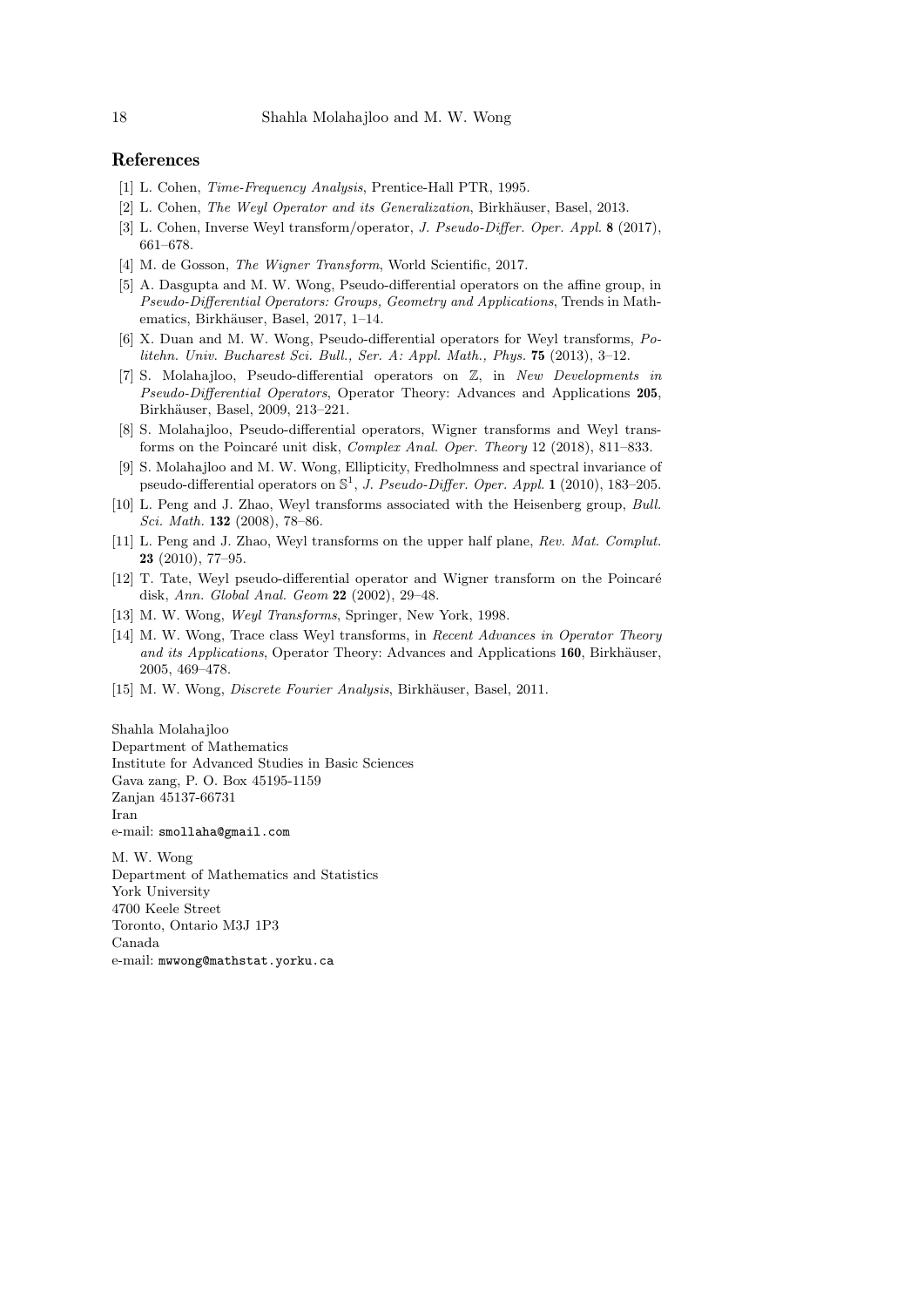## References

[1] L. Cohen, *Time-Frequency Analysis*, Prentice-Hall PTR, 1995.

[2] L. Cohen, *The Weyl Operator and its Generalization*, Birkhäuser, Basel, 2013.

[3] L. Cohen, Inverse Weyl transform/operator, *J. Pseudo-Differ. Oper. Appl.* **8** (2017), 661–678.

[4] M. de Gosson, *The Wigner Transform*, World Scientific, 2017.

[5] A. Dasgupta and M. W. Wong, Pseudo-differential operators on the affine group, in *Pseudo-Differential Operators: Groups, Geometry and Applications*, Trends in Mathematics, Birkhäuser, Basel, 2017, 1–14.

[6] X. Duan and M. W. Wong, Pseudo-differential operators for Weyl transforms, *Politehn. Univ. Bucharest Sci. Bull., Ser. A: Appl. Math., Phys.* **75** (2013), 3–12.

[7] S. Molahajloo, Pseudo-differential operators on $\mathbb{Z}$, in *New Developments in Pseudo-Differential Operators*, Operator Theory: Advances and Applications **205**, Birkhäuser, Basel, 2009, 213–221.

[8] S. Molahajloo, Pseudo-differential operators, Wigner transforms and Weyl transforms on the Poincaré unit disk, *Complex Anal. Oper. Theory* 12 (2018), 811–833.

[9] S. Molahajloo and M. W. Wong, Ellipticity, Fredholmness and spectral invariance of pseudo-differential operators on $\mathbb{S}^1$, *J. Pseudo-Differ. Oper. Appl.* **1** (2010), 183–205.

[10] L. Peng and J. Zhao, Weyl transforms associated with the Heisenberg group, *Bull. Sci. Math.* **132** (2008), 78–86.

[11] L. Peng and J. Zhao, Weyl transforms on the upper half plane, *Rev. Mat. Complut.* **23** (2010), 77–95.

[12] T. Tate, Weyl pseudo-differential operator and Wigner transform on the Poincaré disk, *Ann. Global Anal. Geom* **22** (2002), 29–48.

[13] M. W. Wong, *Weyl Transforms*, Springer, New York, 1998.

[14] M. W. Wong, Trace class Weyl transforms, in *Recent Advances in Operator Theory and its Applications*, Operator Theory: Advances and Applications **160**, Birkhäuser, 2005, 469–478.

[15] M. W. Wong, *Discrete Fourier Analysis*, Birkhäuser, Basel, 2011.

Shahla Molahajloo
Department of Mathematics
Institute for Advanced Studies in Basic Sciences
Gava zang, P. O. Box 45195-1159
Zanjan 45137-66731
Iran
e-mail: smollaha@gmail.com

M. W. Wong
Department of Mathematics and Statistics
York University
4700 Keele Street
Toronto, Ontario M3J 1P3
Canada
e-mail: mwwong@mathstat.yorku.ca